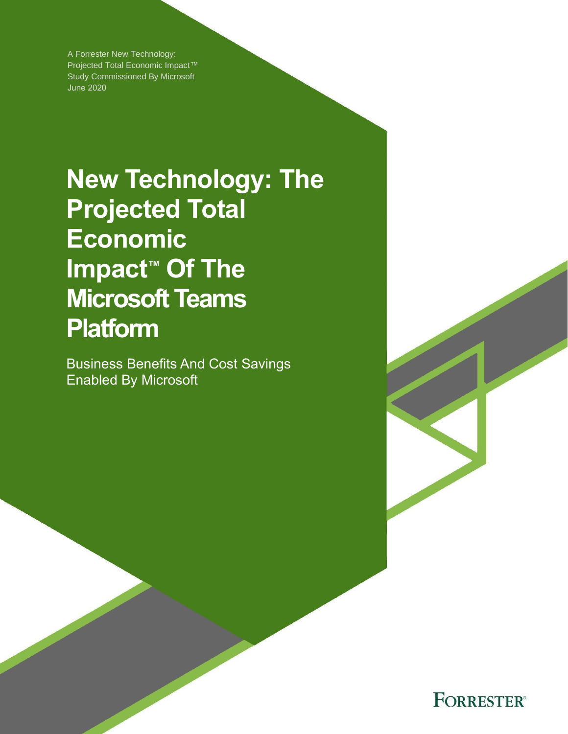A Forrester New Technology:
Projected Total Economic Impact™
Study Commissioned By Microsoft
June 2020

# New Technology: The Projected Total Economic Impact™ Of The Microsoft Teams Platform

Business Benefits And Cost Savings Enabled By Microsoft

FORRESTER®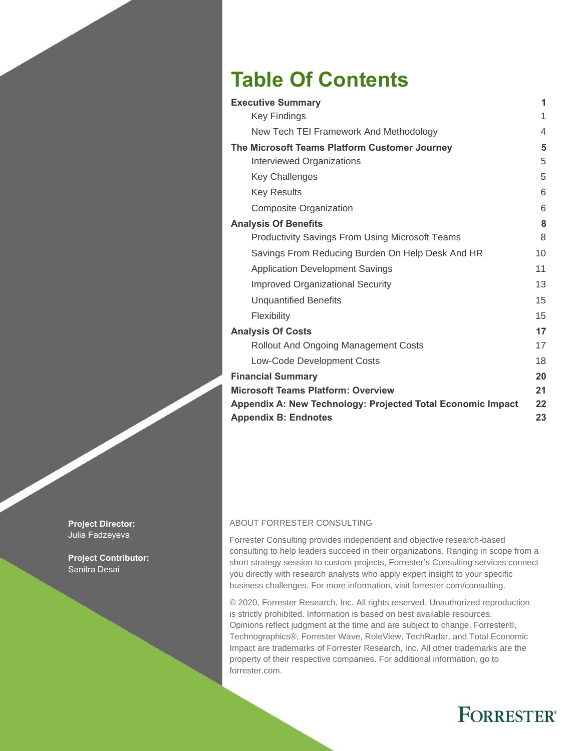# Table Of Contents

| | |
|---|---|
| **Executive Summary** | **1** |
| Key Findings | 1 |
| New Tech TEI Framework And Methodology | 4 |
| **The Microsoft Teams Platform Customer Journey** | **5** |
| Interviewed Organizations | 5 |
| Key Challenges | 5 |
| Key Results | 6 |
| Composite Organization | 6 |
| **Analysis Of Benefits** | **8** |
| Productivity Savings From Using Microsoft Teams | 8 |
| Savings From Reducing Burden On Help Desk And HR | 10 |
| Application Development Savings | 11 |
| Improved Organizational Security | 13 |
| Unquantified Benefits | 15 |
| Flexibility | 15 |
| **Analysis Of Costs** | **17** |
| Rollout And Ongoing Management Costs | 17 |
| Low-Code Development Costs | 18 |
| **Financial Summary** | **20** |
| **Microsoft Teams Platform: Overview** | **21** |
| **Appendix A: New Technology: Projected Total Economic Impact** | **22** |
| **Appendix B: Endnotes** | **23** |

**Project Director:**
Julia Fadzeyeva

**Project Contributor:**
Sanitra Desai

ABOUT FORRESTER CONSULTING

Forrester Consulting provides independent and objective research-based consulting to help leaders succeed in their organizations. Ranging in scope from a short strategy session to custom projects, Forrester's Consulting services connect you directly with research analysts who apply expert insight to your specific business challenges. For more information, visit forrester.com/consulting.

© 2020, Forrester Research, Inc. All rights reserved. Unauthorized reproduction is strictly prohibited. Information is based on best available resources. Opinions reflect judgment at the time and are subject to change. Forrester®, Technographics®, Forrester Wave, RoleView, TechRadar, and Total Economic Impact are trademarks of Forrester Research, Inc. All other trademarks are the property of their respective companies. For additional information, go to forrester.com.

FORRESTER®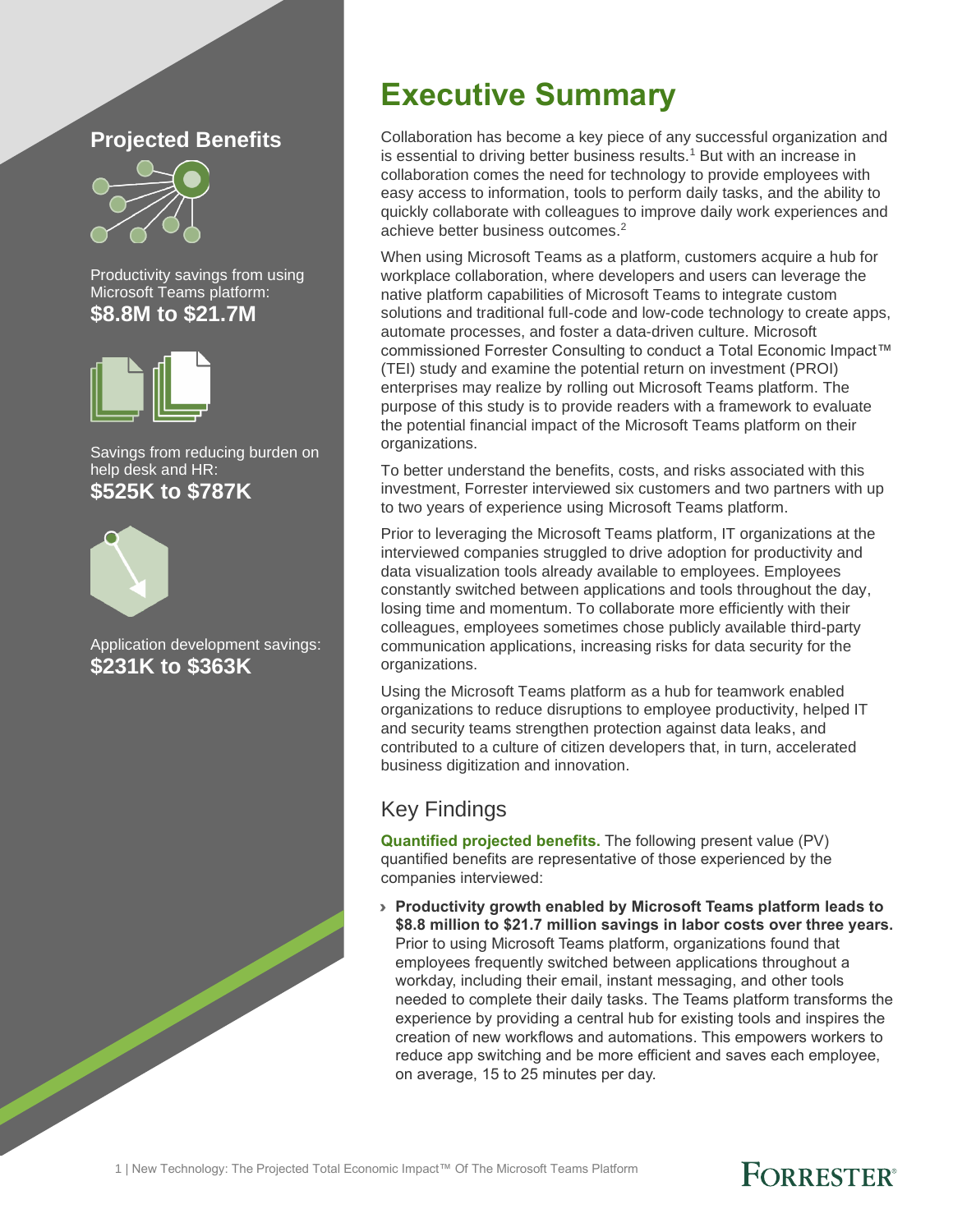## Projected Benefits

Productivity savings from using Microsoft Teams platform:
**$8.8M to $21.7M**

Savings from reducing burden on help desk and HR:
**$525K to $787K**

Application development savings:
**$231K to $363K**

# Executive Summary

Collaboration has become a key piece of any successful organization and is essential to driving better business results.[1] But with an increase in collaboration comes the need for technology to provide employees with easy access to information, tools to perform daily tasks, and the ability to quickly collaborate with colleagues to improve daily work experiences and achieve better business outcomes.[2]

When using Microsoft Teams as a platform, customers acquire a hub for workplace collaboration, where developers and users can leverage the native platform capabilities of Microsoft Teams to integrate custom solutions and traditional full-code and low-code technology to create apps, automate processes, and foster a data-driven culture. Microsoft commissioned Forrester Consulting to conduct a Total Economic Impact™ (TEI) study and examine the potential return on investment (PROI) enterprises may realize by rolling out Microsoft Teams platform. The purpose of this study is to provide readers with a framework to evaluate the potential financial impact of the Microsoft Teams platform on their organizations.

To better understand the benefits, costs, and risks associated with this investment, Forrester interviewed six customers and two partners with up to two years of experience using Microsoft Teams platform.

Prior to leveraging the Microsoft Teams platform, IT organizations at the interviewed companies struggled to drive adoption for productivity and data visualization tools already available to employees. Employees constantly switched between applications and tools throughout the day, losing time and momentum. To collaborate more efficiently with their colleagues, employees sometimes chose publicly available third-party communication applications, increasing risks for data security for the organizations.

Using the Microsoft Teams platform as a hub for teamwork enabled organizations to reduce disruptions to employee productivity, helped IT and security teams strengthen protection against data leaks, and contributed to a culture of citizen developers that, in turn, accelerated business digitization and innovation.

## Key Findings

**Quantified projected benefits.** The following present value (PV) quantified benefits are representative of those experienced by the companies interviewed:

- **Productivity growth enabled by Microsoft Teams platform leads to $8.8 million to $21.7 million savings in labor costs over three years.** Prior to using Microsoft Teams platform, organizations found that employees frequently switched between applications throughout a workday, including their email, instant messaging, and other tools needed to complete their daily tasks. The Teams platform transforms the experience by providing a central hub for existing tools and inspires the creation of new workflows and automations. This empowers workers to reduce app switching and be more efficient and saves each employee, on average, 15 to 25 minutes per day.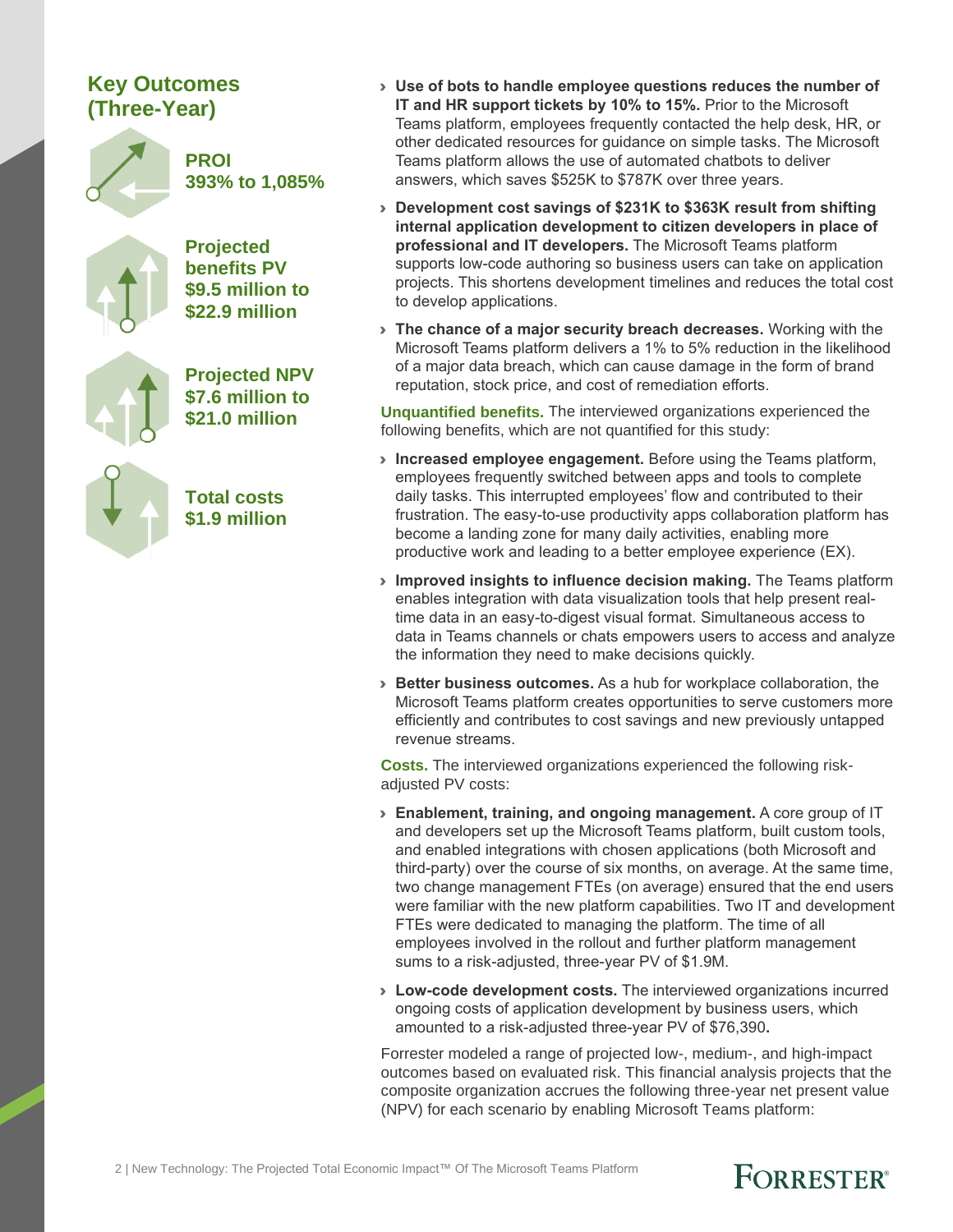## Key Outcomes (Three-Year)

**PROI**
**393% to 1,085%**

**Projected benefits PV**
**$9.5 million to $22.9 million**

**Projected NPV**
**$7.6 million to $21.0 million**

**Total costs**
**$1.9 million**

- **Use of bots to handle employee questions reduces the number of IT and HR support tickets by 10% to 15%.** Prior to the Microsoft Teams platform, employees frequently contacted the help desk, HR, or other dedicated resources for guidance on simple tasks. The Microsoft Teams platform allows the use of automated chatbots to deliver answers, which saves $525K to $787K over three years.
- **Development cost savings of $231K to $363K result from shifting internal application development to citizen developers in place of professional and IT developers.** The Microsoft Teams platform supports low-code authoring so business users can take on application projects. This shortens development timelines and reduces the total cost to develop applications.
- **The chance of a major security breach decreases.** Working with the Microsoft Teams platform delivers a 1% to 5% reduction in the likelihood of a major data breach, which can cause damage in the form of brand reputation, stock price, and cost of remediation efforts.

**Unquantified benefits.** The interviewed organizations experienced the following benefits, which are not quantified for this study:

- **Increased employee engagement.** Before using the Teams platform, employees frequently switched between apps and tools to complete daily tasks. This interrupted employees' flow and contributed to their frustration. The easy-to-use productivity apps collaboration platform has become a landing zone for many daily activities, enabling more productive work and leading to a better employee experience (EX).
- **Improved insights to influence decision making.** The Teams platform enables integration with data visualization tools that help present real-time data in an easy-to-digest visual format. Simultaneous access to data in Teams channels or chats empowers users to access and analyze the information they need to make decisions quickly.
- **Better business outcomes.** As a hub for workplace collaboration, the Microsoft Teams platform creates opportunities to serve customers more efficiently and contributes to cost savings and new previously untapped revenue streams.

**Costs.** The interviewed organizations experienced the following risk-adjusted PV costs:

- **Enablement, training, and ongoing management.** A core group of IT and developers set up the Microsoft Teams platform, built custom tools, and enabled integrations with chosen applications (both Microsoft and third-party) over the course of six months, on average. At the same time, two change management FTEs (on average) ensured that the end users were familiar with the new platform capabilities. Two IT and development FTEs were dedicated to managing the platform. The time of all employees involved in the rollout and further platform management sums to a risk-adjusted, three-year PV of $1.9M.
- **Low-code development costs.** The interviewed organizations incurred ongoing costs of application development by business users, which amounted to a risk-adjusted three-year PV of $76,390**.**

Forrester modeled a range of projected low-, medium-, and high-impact outcomes based on evaluated risk. This financial analysis projects that the composite organization accrues the following three-year net present value (NPV) for each scenario by enabling Microsoft Teams platform: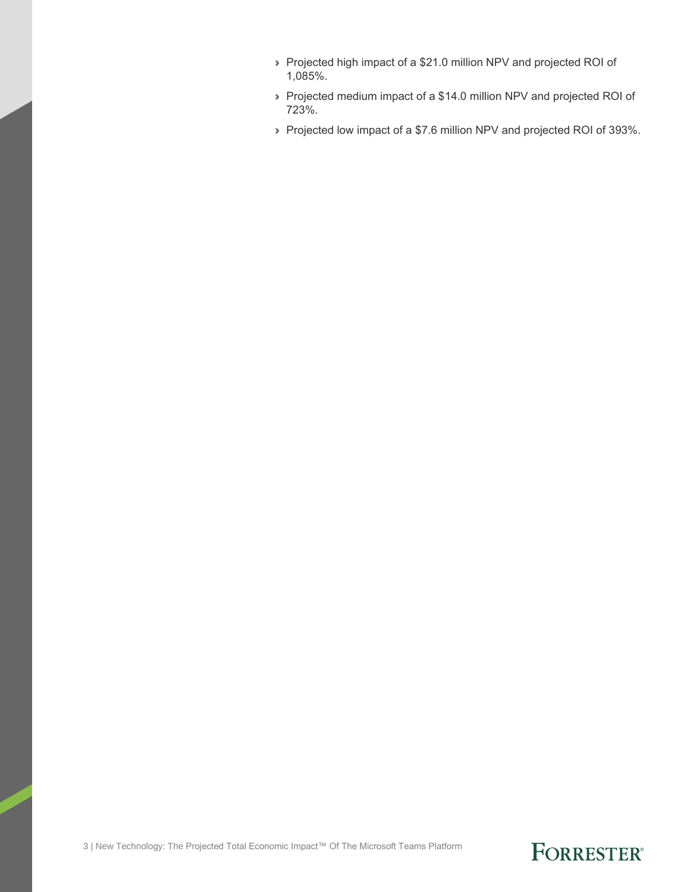- Projected high impact of a $21.0 million NPV and projected ROI of 1,085%.
- Projected medium impact of a $14.0 million NPV and projected ROI of 723%.
- Projected low impact of a $7.6 million NPV and projected ROI of 393%.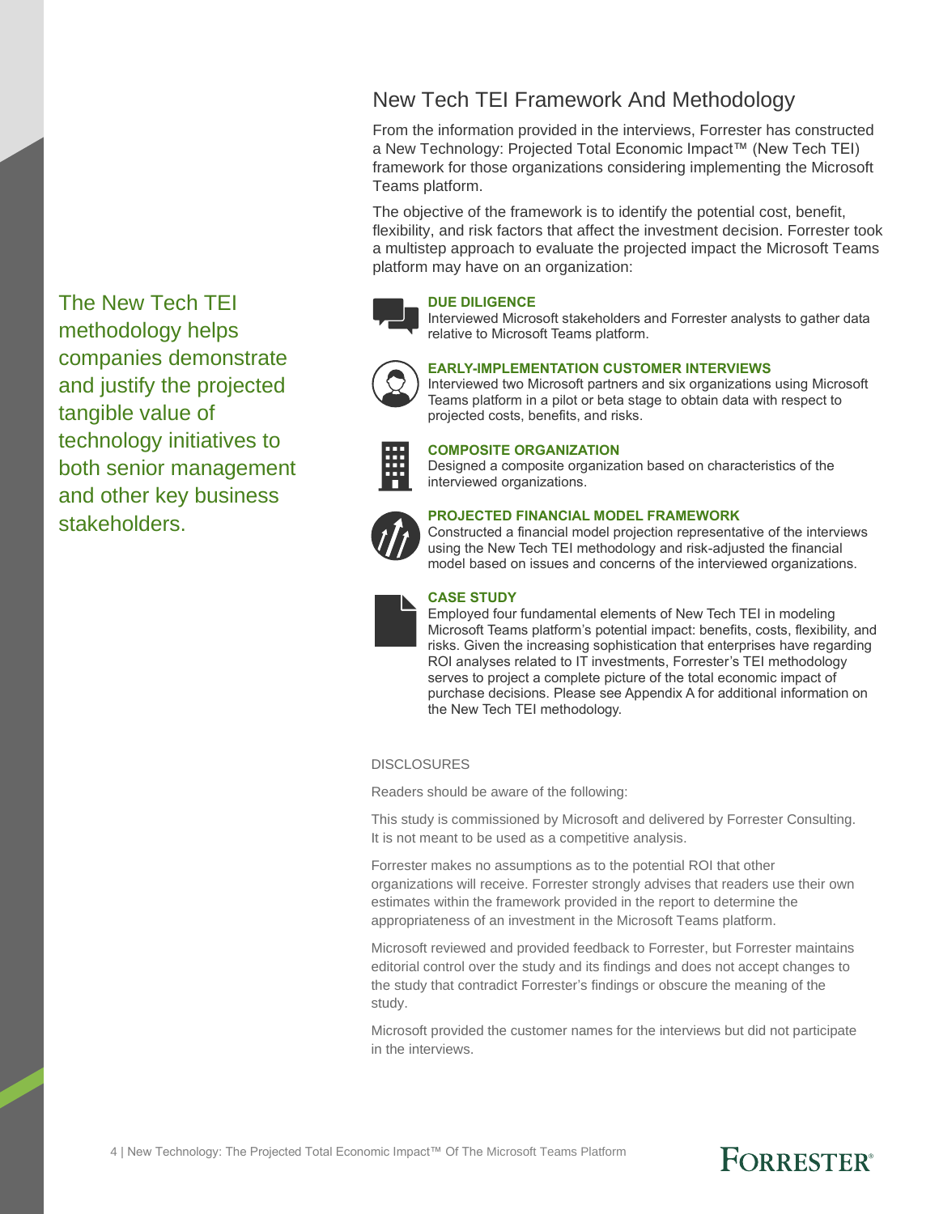## New Tech TEI Framework And Methodology

From the information provided in the interviews, Forrester has constructed a New Technology: Projected Total Economic Impact™ (New Tech TEI) framework for those organizations considering implementing the Microsoft Teams platform.

The objective of the framework is to identify the potential cost, benefit, flexibility, and risk factors that affect the investment decision. Forrester took a multistep approach to evaluate the projected impact the Microsoft Teams platform may have on an organization:

The New Tech TEI methodology helps companies demonstrate and justify the projected tangible value of technology initiatives to both senior management and other key business stakeholders.

**DUE DILIGENCE**
Interviewed Microsoft stakeholders and Forrester analysts to gather data relative to Microsoft Teams platform.

**EARLY-IMPLEMENTATION CUSTOMER INTERVIEWS**
Interviewed two Microsoft partners and six organizations using Microsoft Teams platform in a pilot or beta stage to obtain data with respect to projected costs, benefits, and risks.

**COMPOSITE ORGANIZATION**
Designed a composite organization based on characteristics of the interviewed organizations.

**PROJECTED FINANCIAL MODEL FRAMEWORK**
Constructed a financial model projection representative of the interviews using the New Tech TEI methodology and risk-adjusted the financial model based on issues and concerns of the interviewed organizations.

**CASE STUDY**
Employed four fundamental elements of New Tech TEI in modeling Microsoft Teams platform's potential impact: benefits, costs, flexibility, and risks. Given the increasing sophistication that enterprises have regarding ROI analyses related to IT investments, Forrester's TEI methodology serves to project a complete picture of the total economic impact of purchase decisions. Please see Appendix A for additional information on the New Tech TEI methodology.

DISCLOSURES

Readers should be aware of the following:

This study is commissioned by Microsoft and delivered by Forrester Consulting. It is not meant to be used as a competitive analysis.

Forrester makes no assumptions as to the potential ROI that other organizations will receive. Forrester strongly advises that readers use their own estimates within the framework provided in the report to determine the appropriateness of an investment in the Microsoft Teams platform.

Microsoft reviewed and provided feedback to Forrester, but Forrester maintains editorial control over the study and its findings and does not accept changes to the study that contradict Forrester's findings or obscure the meaning of the study.

Microsoft provided the customer names for the interviews but did not participate in the interviews.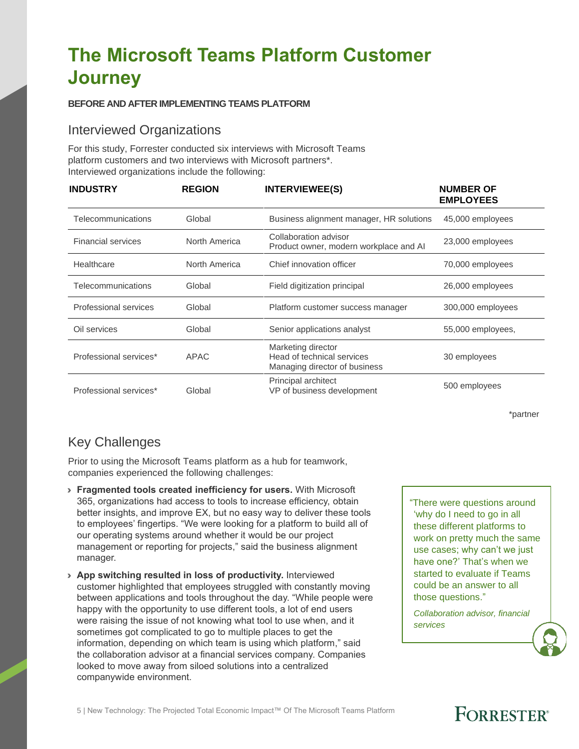# The Microsoft Teams Platform Customer Journey

**BEFORE AND AFTER IMPLEMENTING TEAMS PLATFORM**

## Interviewed Organizations

For this study, Forrester conducted six interviews with Microsoft Teams platform customers and two interviews with Microsoft partners*. Interviewed organizations include the following:

| INDUSTRY | REGION | INTERVIEWEE(S) | NUMBER OF EMPLOYEES |
|---|---|---|---|
| Telecommunications | Global | Business alignment manager, HR solutions | 45,000 employees |
| Financial services | North America | Collaboration advisor<br>Product owner, modern workplace and AI | 23,000 employees |
| Healthcare | North America | Chief innovation officer | 70,000 employees |
| Telecommunications | Global | Field digitization principal | 26,000 employees |
| Professional services | Global | Platform customer success manager | 300,000 employees |
| Oil services | Global | Senior applications analyst | 55,000 employees, |
| Professional services* | APAC | Marketing director<br>Head of technical services<br>Managing director of business | 30 employees |
| Professional services* | Global | Principal architect<br>VP of business development | 500 employees |

*partner

## Key Challenges

Prior to using the Microsoft Teams platform as a hub for teamwork, companies experienced the following challenges:

- **Fragmented tools created inefficiency for users.** With Microsoft 365, organizations had access to tools to increase efficiency, obtain better insights, and improve EX, but no easy way to deliver these tools to employees' fingertips. "We were looking for a platform to build all of our operating systems around whether it would be our project management or reporting for projects," said the business alignment manager.
- **App switching resulted in loss of productivity.** Interviewed customer highlighted that employees struggled with constantly moving between applications and tools throughout the day. "While people were happy with the opportunity to use different tools, a lot of end users were raising the issue of not knowing what tool to use when, and it sometimes got complicated to go to multiple places to get the information, depending on which team is using which platform," said the collaboration advisor at a financial services company. Companies looked to move away from siloed solutions into a centralized companywide environment.

> "There were questions around 'why do I need to go in all these different platforms to work on pretty much the same use cases; why can't we just have one?' That's when we started to evaluate if Teams could be an answer to all those questions."
>
> *Collaboration advisor, financial services*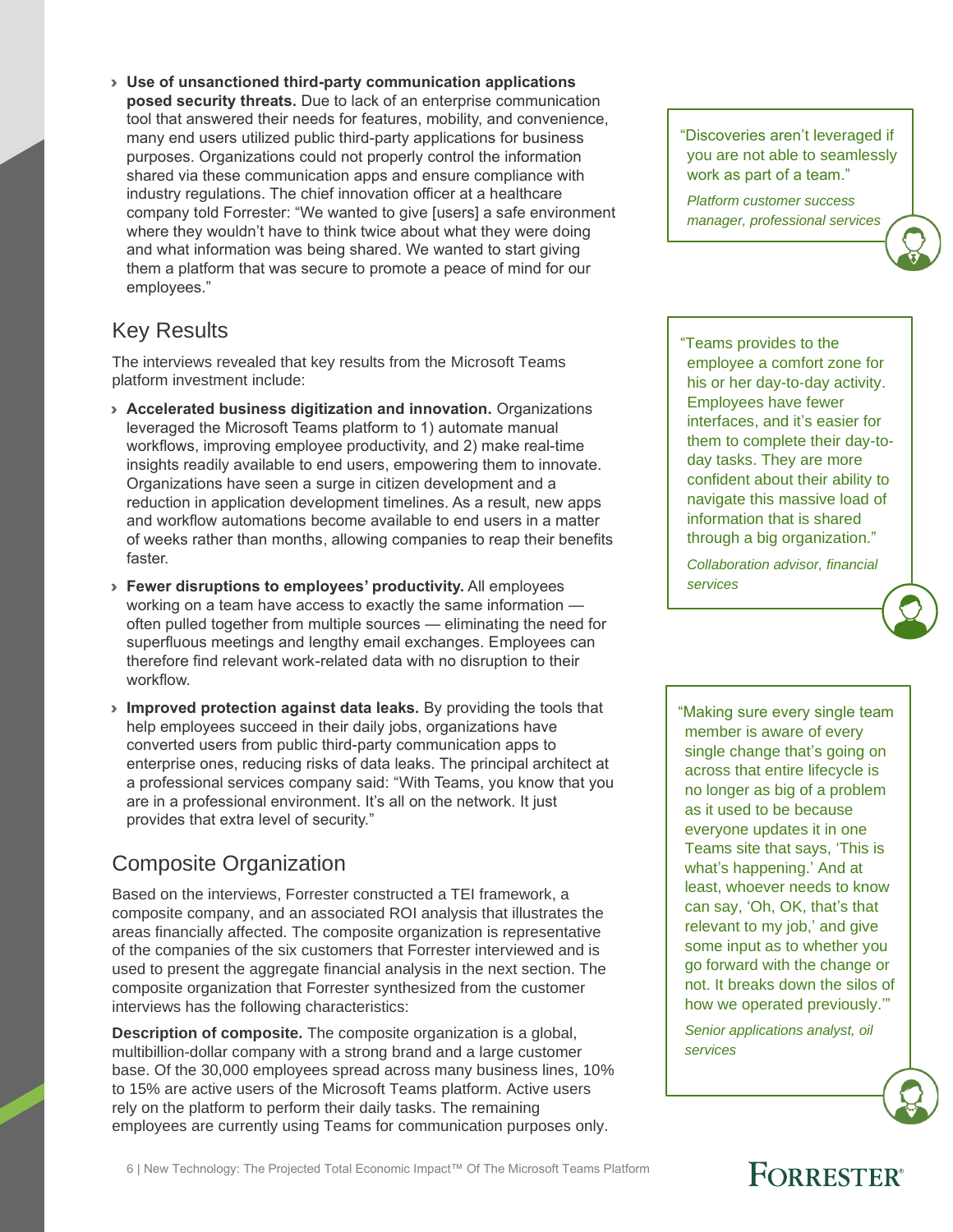- **Use of unsanctioned third-party communication applications posed security threats.** Due to lack of an enterprise communication tool that answered their needs for features, mobility, and convenience, many end users utilized public third-party applications for business purposes. Organizations could not properly control the information shared via these communication apps and ensure compliance with industry regulations. The chief innovation officer at a healthcare company told Forrester: "We wanted to give [users] a safe environment where they wouldn't have to think twice about what they were doing and what information was being shared. We wanted to start giving them a platform that was secure to promote a peace of mind for our employees."

> "Discoveries aren't leveraged if you are not able to seamlessly work as part of a team."
>
> *Platform customer success manager, professional services*

## Key Results

The interviews revealed that key results from the Microsoft Teams platform investment include:

- **Accelerated business digitization and innovation.** Organizations leveraged the Microsoft Teams platform to 1) automate manual workflows, improving employee productivity, and 2) make real-time insights readily available to end users, empowering them to innovate. Organizations have seen a surge in citizen development and a reduction in application development timelines. As a result, new apps and workflow automations become available to end users in a matter of weeks rather than months, allowing companies to reap their benefits faster.
- **Fewer disruptions to employees' productivity.** All employees working on a team have access to exactly the same information — often pulled together from multiple sources — eliminating the need for superfluous meetings and lengthy email exchanges. Employees can therefore find relevant work-related data with no disruption to their workflow.
- **Improved protection against data leaks.** By providing the tools that help employees succeed in their daily jobs, organizations have converted users from public third-party communication apps to enterprise ones, reducing risks of data leaks. The principal architect at a professional services company said: "With Teams, you know that you are in a professional environment. It's all on the network. It just provides that extra level of security."

> "Teams provides to the employee a comfort zone for his or her day-to-day activity. Employees have fewer interfaces, and it's easier for them to complete their day-to-day tasks. They are more confident about their ability to navigate this massive load of information that is shared through a big organization."
>
> *Collaboration advisor, financial services*

## Composite Organization

Based on the interviews, Forrester constructed a TEI framework, a composite company, and an associated ROI analysis that illustrates the areas financially affected. The composite organization is representative of the companies of the six customers that Forrester interviewed and is used to present the aggregate financial analysis in the next section. The composite organization that Forrester synthesized from the customer interviews has the following characteristics:

**Description of composite.** The composite organization is a global, multibillion-dollar company with a strong brand and a large customer base. Of the 30,000 employees spread across many business lines, 10% to 15% are active users of the Microsoft Teams platform. Active users rely on the platform to perform their daily tasks. The remaining employees are currently using Teams for communication purposes only.

> "Making sure every single team member is aware of every single change that's going on across that entire lifecycle is no longer as big of a problem as it used to be because everyone updates it in one Teams site that says, 'This is what's happening.' And at least, whoever needs to know can say, 'Oh, OK, that's that relevant to my job,' and give some input as to whether you go forward with the change or not. It breaks down the silos of how we operated previously.'"
>
> *Senior applications analyst, oil services*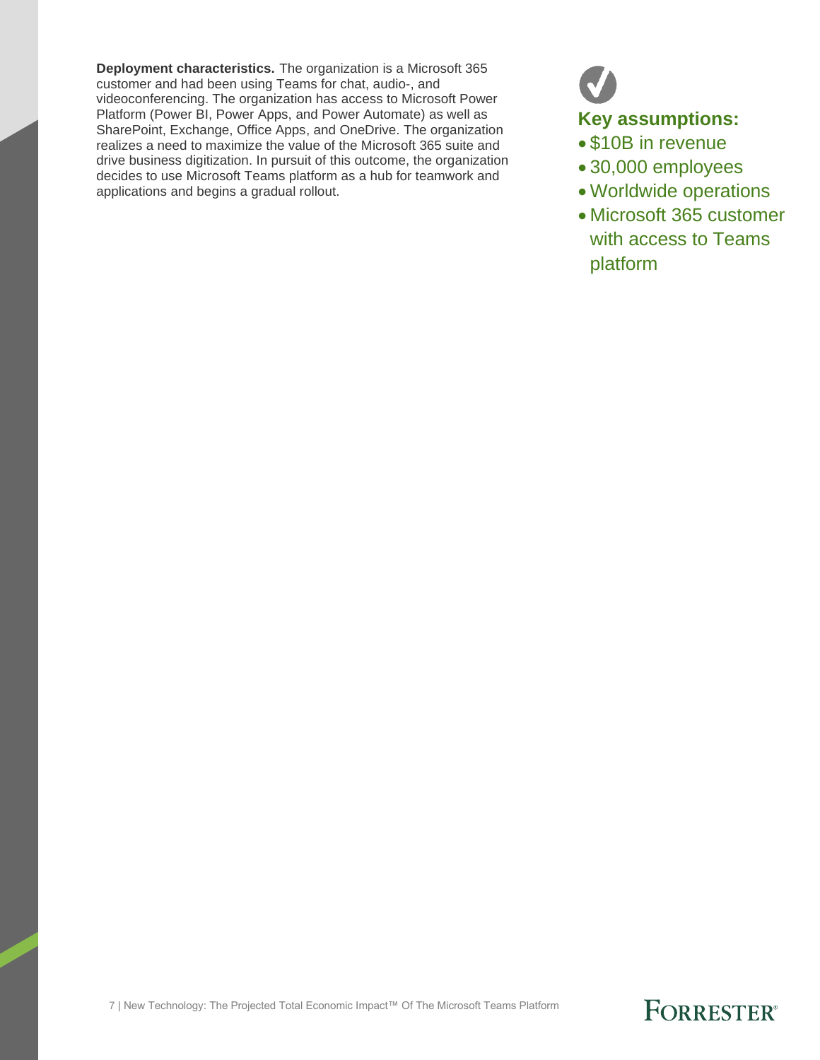**Deployment characteristics.** The organization is a Microsoft 365 customer and had been using Teams for chat, audio-, and videoconferencing. The organization has access to Microsoft Power Platform (Power BI, Power Apps, and Power Automate) as well as SharePoint, Exchange, Office Apps, and OneDrive. The organization realizes a need to maximize the value of the Microsoft 365 suite and drive business digitization. In pursuit of this outcome, the organization decides to use Microsoft Teams platform as a hub for teamwork and applications and begins a gradual rollout.

### Key assumptions:

- $10B in revenue
- 30,000 employees
- Worldwide operations
- Microsoft 365 customer with access to Teams platform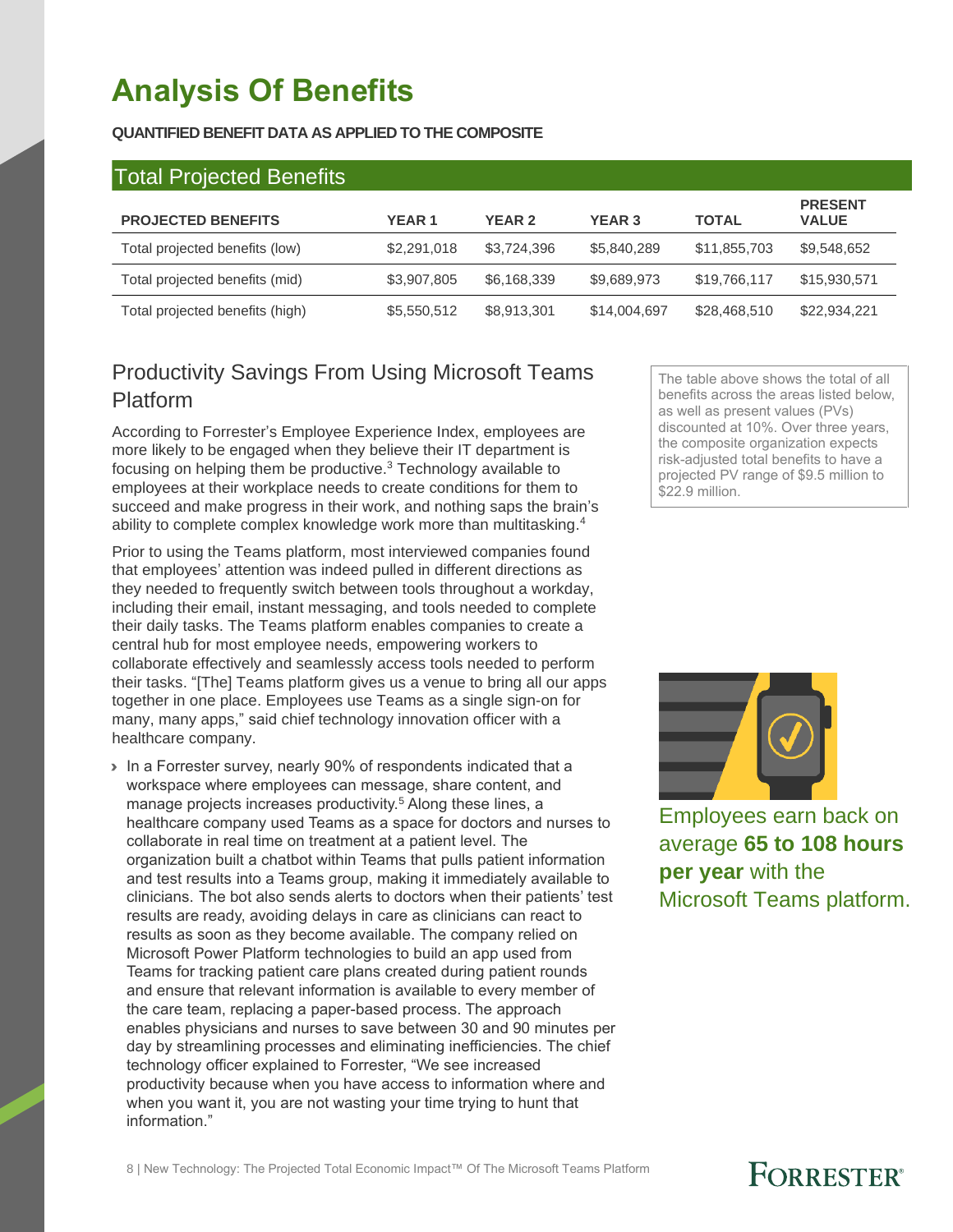# Analysis Of Benefits

**QUANTIFIED BENEFIT DATA AS APPLIED TO THE COMPOSITE**

## Total Projected Benefits

| PROJECTED BENEFITS | YEAR 1 | YEAR 2 | YEAR 3 | TOTAL | PRESENT VALUE |
|---|---|---|---|---|---|
| Total projected benefits (low) | $2,291,018 | $3,724,396 | $5,840,289 | $11,855,703 | $9,548,652 |
| Total projected benefits (mid) | $3,907,805 | $6,168,339 | $9,689,973 | $19,766,117 | $15,930,571 |
| Total projected benefits (high) | $5,550,512 | $8,913,301 | $14,004,697 | $28,468,510 | $22,934,221 |

The table above shows the total of all benefits across the areas listed below, as well as present values (PVs) discounted at 10%. Over three years, the composite organization expects risk-adjusted total benefits to have a projected PV range of $9.5 million to $22.9 million.

## Productivity Savings From Using Microsoft Teams Platform

According to Forrester's Employee Experience Index, employees are more likely to be engaged when they believe their IT department is focusing on helping them be productive.[3] Technology available to employees at their workplace needs to create conditions for them to succeed and make progress in their work, and nothing saps the brain's ability to complete complex knowledge work more than multitasking.[4]

Prior to using the Teams platform, most interviewed companies found that employees' attention was indeed pulled in different directions as they needed to frequently switch between tools throughout a workday, including their email, instant messaging, and tools needed to complete their daily tasks. The Teams platform enables companies to create a central hub for most employee needs, empowering workers to collaborate effectively and seamlessly access tools needed to perform their tasks. "[The] Teams platform gives us a venue to bring all our apps together in one place. Employees use Teams as a single sign-on for many, many apps," said chief technology innovation officer with a healthcare company.

- In a Forrester survey, nearly 90% of respondents indicated that a workspace where employees can message, share content, and manage projects increases productivity.[5] Along these lines, a healthcare company used Teams as a space for doctors and nurses to collaborate in real time on treatment at a patient level. The organization built a chatbot within Teams that pulls patient information and test results into a Teams group, making it immediately available to clinicians. The bot also sends alerts to doctors when their patients' test results are ready, avoiding delays in care as clinicians can react to results as soon as they become available. The company relied on Microsoft Power Platform technologies to build an app used from Teams for tracking patient care plans created during patient rounds and ensure that relevant information is available to every member of the care team, replacing a paper-based process. The approach enables physicians and nurses to save between 30 and 90 minutes per day by streamlining processes and eliminating inefficiencies. The chief technology officer explained to Forrester, "We see increased productivity because when you have access to information where and when you want it, you are not wasting your time trying to hunt that information."

Employees earn back on average **65 to 108 hours per year** with the Microsoft Teams platform.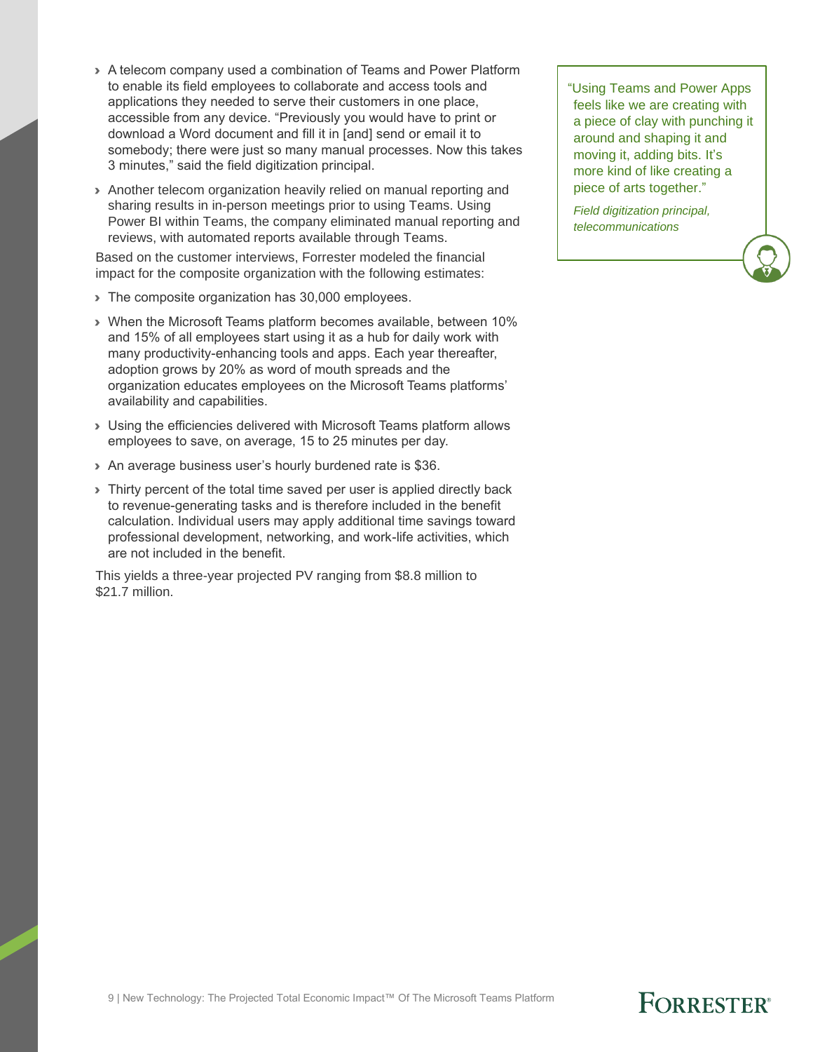- A telecom company used a combination of Teams and Power Platform to enable its field employees to collaborate and access tools and applications they needed to serve their customers in one place, accessible from any device. "Previously you would have to print or download a Word document and fill it in [and] send or email it to somebody; there were just so many manual processes. Now this takes 3 minutes," said the field digitization principal.
- Another telecom organization heavily relied on manual reporting and sharing results in in-person meetings prior to using Teams. Using Power BI within Teams, the company eliminated manual reporting and reviews, with automated reports available through Teams.

Based on the customer interviews, Forrester modeled the financial impact for the composite organization with the following estimates:

- The composite organization has 30,000 employees.
- When the Microsoft Teams platform becomes available, between 10% and 15% of all employees start using it as a hub for daily work with many productivity-enhancing tools and apps. Each year thereafter, adoption grows by 20% as word of mouth spreads and the organization educates employees on the Microsoft Teams platforms' availability and capabilities.
- Using the efficiencies delivered with Microsoft Teams platform allows employees to save, on average, 15 to 25 minutes per day.
- An average business user's hourly burdened rate is $36.
- Thirty percent of the total time saved per user is applied directly back to revenue-generating tasks and is therefore included in the benefit calculation. Individual users may apply additional time savings toward professional development, networking, and work-life activities, which are not included in the benefit.

This yields a three-year projected PV ranging from $8.8 million to $21.7 million.

> "Using Teams and Power Apps feels like we are creating with a piece of clay with punching it around and shaping it and moving it, adding bits. It's more kind of like creating a piece of arts together."
>
> *Field digitization principal, telecommunications*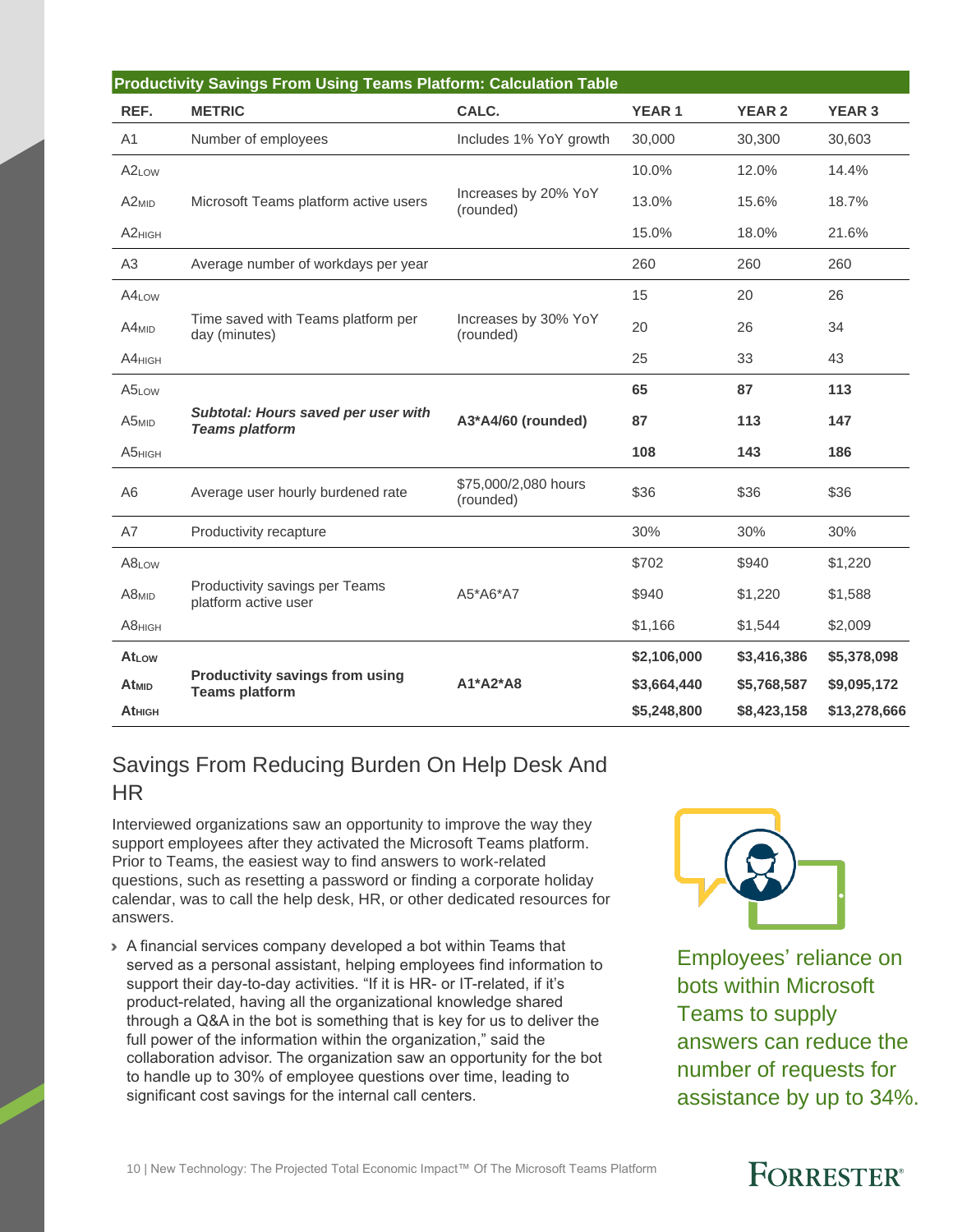**Productivity Savings From Using Teams Platform: Calculation Table**

| REF. | METRIC | CALC. | YEAR 1 | YEAR 2 | YEAR 3 |
|---|---|---|---|---|---|
| A1 | Number of employees | Includes 1% YoY growth | 30,000 | 30,300 | 30,603 |
| $A2_{LOW}$ | Microsoft Teams platform active users | Increases by 20% YoY (rounded) | 10.0% | 12.0% | 14.4% |
| $A2_{MID}$ | | | 13.0% | 15.6% | 18.7% |
| $A2_{HIGH}$ | | | 15.0% | 18.0% | 21.6% |
| A3 | Average number of workdays per year | | 260 | 260 | 260 |
| $A4_{LOW}$ | Time saved with Teams platform per day (minutes) | Increases by 30% YoY (rounded) | 15 | 20 | 26 |
| $A4_{MID}$ | | | 20 | 26 | 34 |
| $A4_{HIGH}$ | | | 25 | 33 | 43 |
| $A5_{LOW}$ | ***Subtotal: Hours saved per user with Teams platform*** | **A3*A4/60 (rounded)** | **65** | **87** | **113** |
| $A5_{MID}$ | | | **87** | **113** | **147** |
| $A5_{HIGH}$ | | | **108** | **143** | **186** |
| A6 | Average user hourly burdened rate | $75,000/2,080 hours (rounded) | $36 | $36 | $36 |
| A7 | Productivity recapture | | 30% | 30% | 30% |
| $A8_{LOW}$ | Productivity savings per Teams platform active user | A5*A6*A7 | $702 | $940 | $1,220 |
| $A8_{MID}$ | | | $940 | $1,220 | $1,588 |
| $A8_{HIGH}$ | | | $1,166 | $1,544 | $2,009 |
| **$At_{LOW}$** | **Productivity savings from using Teams platform** | **A1*A2*A8** | **$2,106,000** | **$3,416,386** | **$5,378,098** |
| **$At_{MID}$** | | | **$3,664,440** | **$5,768,587** | **$9,095,172** |
| **$At_{HIGH}$** | | | **$5,248,800** | **$8,423,158** | **$13,278,666** |

## Savings From Reducing Burden On Help Desk And HR

Interviewed organizations saw an opportunity to improve the way they support employees after they activated the Microsoft Teams platform. Prior to Teams, the easiest way to find answers to work-related questions, such as resetting a password or finding a corporate holiday calendar, was to call the help desk, HR, or other dedicated resources for answers.

- A financial services company developed a bot within Teams that served as a personal assistant, helping employees find information to support their day-to-day activities. "If it is HR- or IT-related, if it's product-related, having all the organizational knowledge shared through a Q&A in the bot is something that is key for us to deliver the full power of the information within the organization," said the collaboration advisor. The organization saw an opportunity for the bot to handle up to 30% of employee questions over time, leading to significant cost savings for the internal call centers.

Employees' reliance on bots within Microsoft Teams to supply answers can reduce the number of requests for assistance by up to 34%.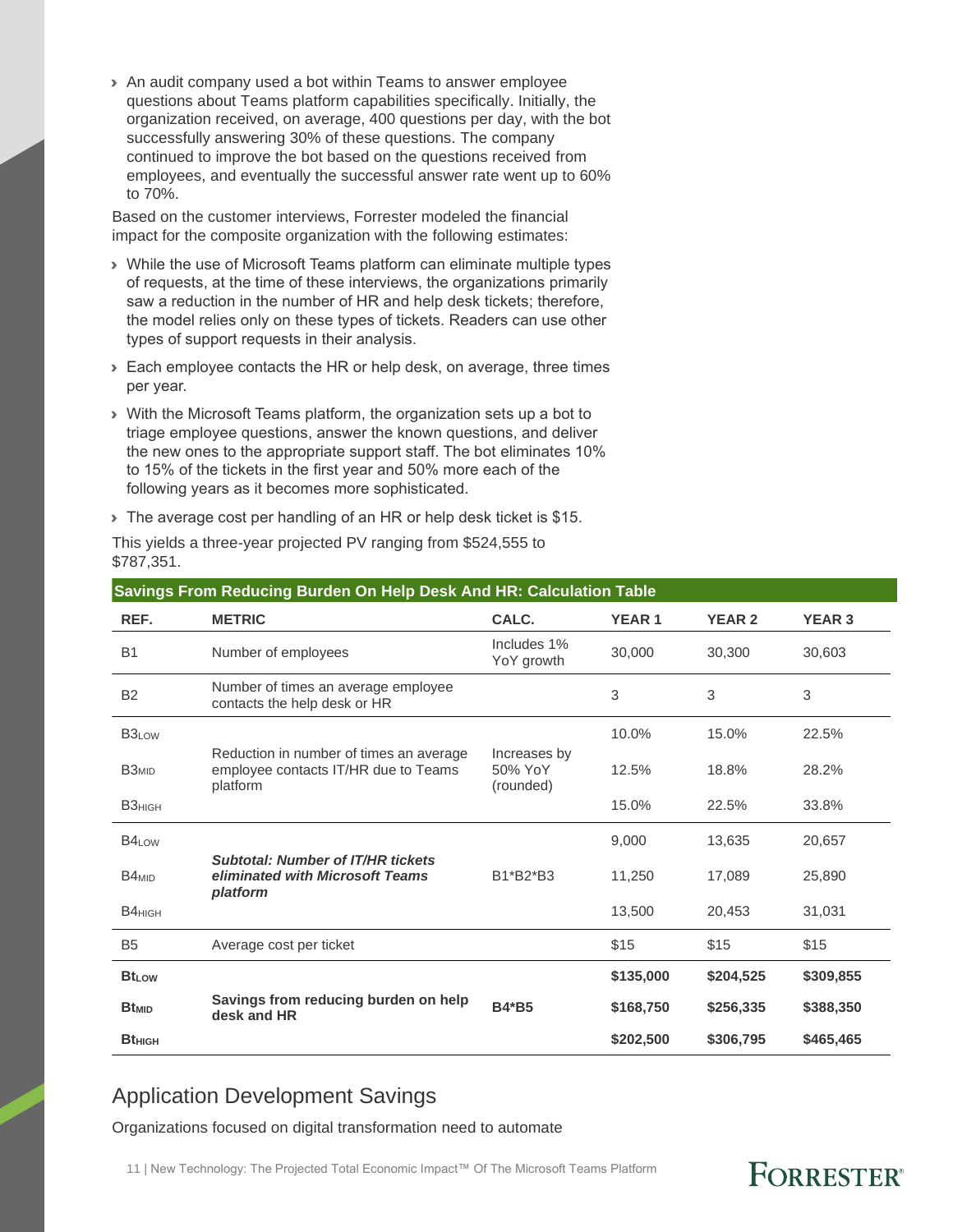- An audit company used a bot within Teams to answer employee questions about Teams platform capabilities specifically. Initially, the organization received, on average, 400 questions per day, with the bot successfully answering 30% of these questions. The company continued to improve the bot based on the questions received from employees, and eventually the successful answer rate went up to 60% to 70%.

Based on the customer interviews, Forrester modeled the financial impact for the composite organization with the following estimates:

- While the use of Microsoft Teams platform can eliminate multiple types of requests, at the time of these interviews, the organizations primarily saw a reduction in the number of HR and help desk tickets; therefore, the model relies only on these types of tickets. Readers can use other types of support requests in their analysis.
- Each employee contacts the HR or help desk, on average, three times per year.
- With the Microsoft Teams platform, the organization sets up a bot to triage employee questions, answer the known questions, and deliver the new ones to the appropriate support staff. The bot eliminates 10% to 15% of the tickets in the first year and 50% more each of the following years as it becomes more sophisticated.
- The average cost per handling of an HR or help desk ticket is $15.

This yields a three-year projected PV ranging from $524,555 to $787,351.

**Savings From Reducing Burden On Help Desk And HR: Calculation Table**

| REF. | METRIC | CALC. | YEAR 1 | YEAR 2 | YEAR 3 |
|---|---|---|---|---|---|
| B1 | Number of employees | Includes 1% YoY growth | 30,000 | 30,300 | 30,603 |
| B2 | Number of times an average employee contacts the help desk or HR | | 3 | 3 | 3 |
| $B3_{LOW}$ | Reduction in number of times an average employee contacts IT/HR due to Teams platform | Increases by 50% YoY (rounded) | 10.0% | 15.0% | 22.5% |
| $B3_{MID}$ | | | 12.5% | 18.8% | 28.2% |
| $B3_{HIGH}$ | | | 15.0% | 22.5% | 33.8% |
| $B4_{LOW}$ | ***Subtotal: Number of IT/HR tickets eliminated with Microsoft Teams platform*** | B1\*B2\*B3 | 9,000 | 13,635 | 20,657 |
| $B4_{MID}$ | | | 11,250 | 17,089 | 25,890 |
| $B4_{HIGH}$ | | | 13,500 | 20,453 | 31,031 |
| B5 | Average cost per ticket | | $15 | $15 | $15 |
| **$Bt_{LOW}$** | **Savings from reducing burden on help desk and HR** | **B4\*B5** | **$135,000** | **$204,525** | **$309,855** |
| **$Bt_{MID}$** | | | **$168,750** | **$256,335** | **$388,350** |
| **$Bt_{HIGH}$** | | | **$202,500** | **$306,795** | **$465,465** |

## Application Development Savings

Organizations focused on digital transformation need to automate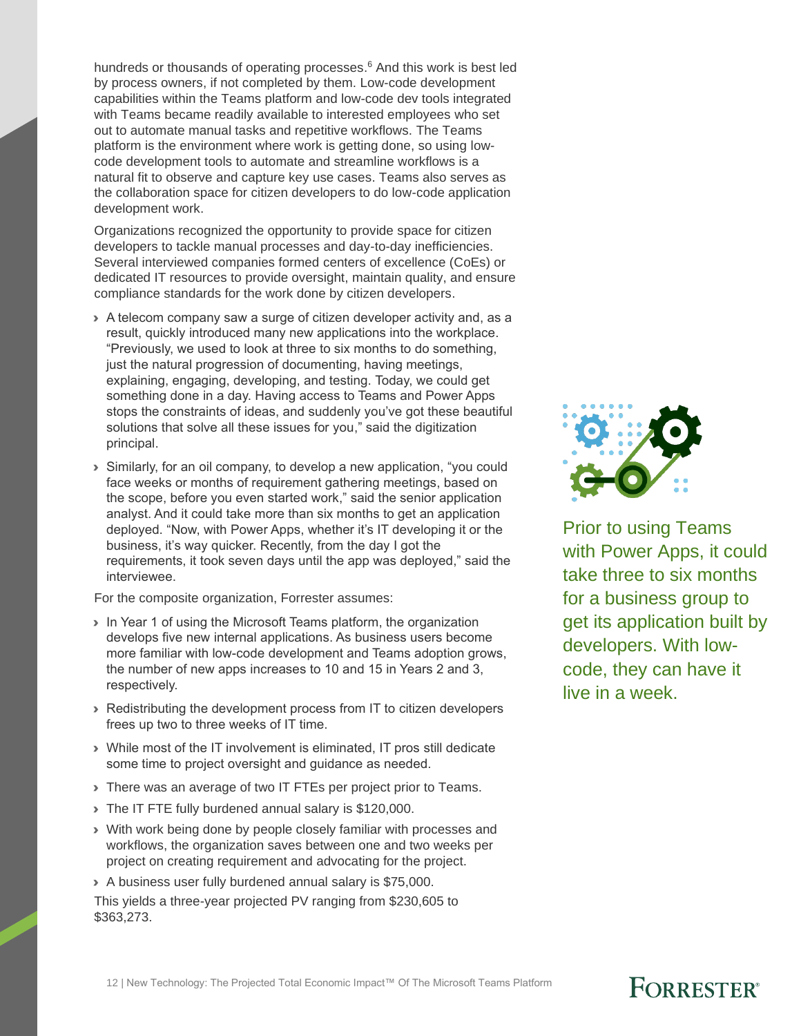hundreds or thousands of operating processes.[6] And this work is best led by process owners, if not completed by them. Low-code development capabilities within the Teams platform and low-code dev tools integrated with Teams became readily available to interested employees who set out to automate manual tasks and repetitive workflows. The Teams platform is the environment where work is getting done, so using low-code development tools to automate and streamline workflows is a natural fit to observe and capture key use cases. Teams also serves as the collaboration space for citizen developers to do low-code application development work.

Organizations recognized the opportunity to provide space for citizen developers to tackle manual processes and day-to-day inefficiencies. Several interviewed companies formed centers of excellence (CoEs) or dedicated IT resources to provide oversight, maintain quality, and ensure compliance standards for the work done by citizen developers.

- A telecom company saw a surge of citizen developer activity and, as a result, quickly introduced many new applications into the workplace. “Previously, we used to look at three to six months to do something, just the natural progression of documenting, having meetings, explaining, engaging, developing, and testing. Today, we could get something done in a day. Having access to Teams and Power Apps stops the constraints of ideas, and suddenly you’ve got these beautiful solutions that solve all these issues for you,” said the digitization principal.
- Similarly, for an oil company, to develop a new application, “you could face weeks or months of requirement gathering meetings, based on the scope, before you even started work,” said the senior application analyst. And it could take more than six months to get an application deployed. “Now, with Power Apps, whether it’s IT developing it or the business, it’s way quicker. Recently, from the day I got the requirements, it took seven days until the app was deployed,” said the interviewee.

For the composite organization, Forrester assumes:

- In Year 1 of using the Microsoft Teams platform, the organization develops five new internal applications. As business users become more familiar with low-code development and Teams adoption grows, the number of new apps increases to 10 and 15 in Years 2 and 3, respectively.
- Redistributing the development process from IT to citizen developers frees up two to three weeks of IT time.
- While most of the IT involvement is eliminated, IT pros still dedicate some time to project oversight and guidance as needed.
- There was an average of two IT FTEs per project prior to Teams.
- The IT FTE fully burdened annual salary is $120,000.
- With work being done by people closely familiar with processes and workflows, the organization saves between one and two weeks per project on creating requirement and advocating for the project.
- A business user fully burdened annual salary is $75,000.

This yields a three-year projected PV ranging from $230,605 to $363,273.

Prior to using Teams with Power Apps, it could take three to six months for a business group to get its application built by developers. With low-code, they can have it live in a week.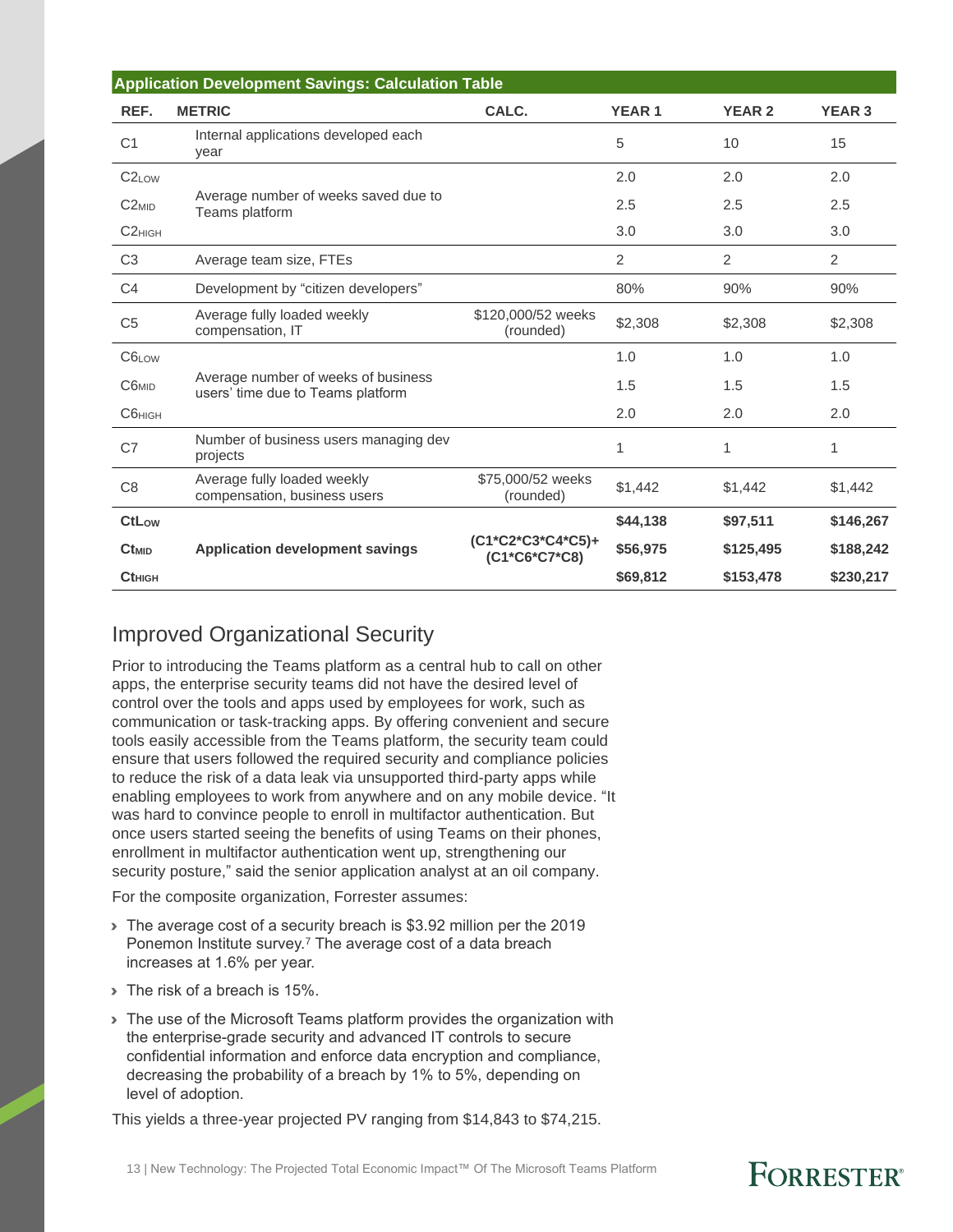| Application Development Savings: Calculation Table | | | | | |
|---|---|---|---|---|---|
| **REF.** | **METRIC** | **CALC.** | **YEAR 1** | **YEAR 2** | **YEAR 3** |
| C1 | Internal applications developed each year | | 5 | 10 | 15 |
| $C2_{LOW}$ | Average number of weeks saved due to Teams platform | | 2.0 | 2.0 | 2.0 |
| $C2_{MID}$ | | | 2.5 | 2.5 | 2.5 |
| $C2_{HIGH}$ | | | 3.0 | 3.0 | 3.0 |
| C3 | Average team size, FTEs | | 2 | 2 | 2 |
| C4 | Development by "citizen developers" | | 80% | 90% | 90% |
| C5 | Average fully loaded weekly compensation, IT | $120,000/52 weeks (rounded) | $2,308 | $2,308 | $2,308 |
| $C6_{LOW}$ | Average number of weeks of business users' time due to Teams platform | | 1.0 | 1.0 | 1.0 |
| $C6_{MID}$ | | | 1.5 | 1.5 | 1.5 |
| $C6_{HIGH}$ | | | 2.0 | 2.0 | 2.0 |
| C7 | Number of business users managing dev projects | | 1 | 1 | 1 |
| C8 | Average fully loaded weekly compensation, business users | $75,000/52 weeks (rounded) | $1,442 | $1,442 | $1,442 |
| **$Ct_{LOW}$** | **Application development savings** | **(C1*C2*C3*C4*C5)+(C1*C6*C7*C8)** | **$44,138** | **$97,511** | **$146,267** |
| **$Ct_{MID}$** | | | **$56,975** | **$125,495** | **$188,242** |
| **$Ct_{HIGH}$** | | | **$69,812** | **$153,478** | **$230,217** |

## Improved Organizational Security

Prior to introducing the Teams platform as a central hub to call on other apps, the enterprise security teams did not have the desired level of control over the tools and apps used by employees for work, such as communication or task-tracking apps. By offering convenient and secure tools easily accessible from the Teams platform, the security team could ensure that users followed the required security and compliance policies to reduce the risk of a data leak via unsupported third-party apps while enabling employees to work from anywhere and on any mobile device. "It was hard to convince people to enroll in multifactor authentication. But once users started seeing the benefits of using Teams on their phones, enrollment in multifactor authentication went up, strengthening our security posture," said the senior application analyst at an oil company.

For the composite organization, Forrester assumes:

- The average cost of a security breach is $3.92 million per the 2019 Ponemon Institute survey.[7] The average cost of a data breach increases at 1.6% per year.
- The risk of a breach is 15%.
- The use of the Microsoft Teams platform provides the organization with the enterprise-grade security and advanced IT controls to secure confidential information and enforce data encryption and compliance, decreasing the probability of a breach by 1% to 5%, depending on level of adoption.

This yields a three-year projected PV ranging from $14,843 to $74,215.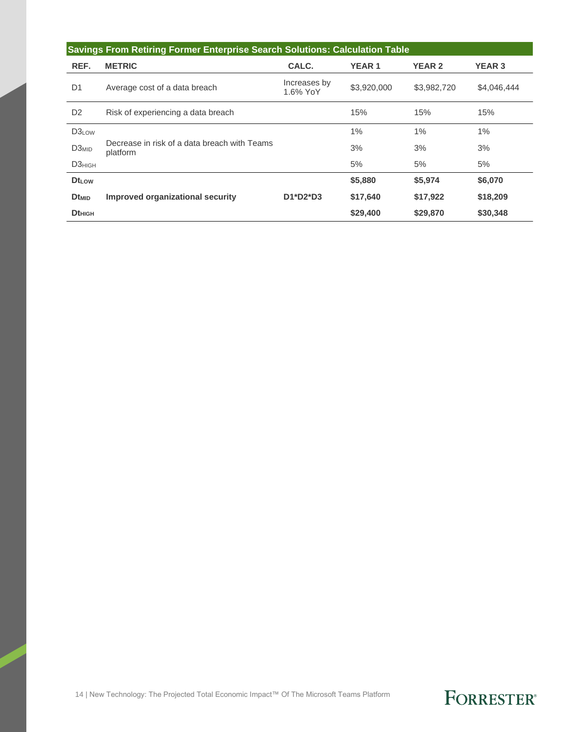| Savings From Retiring Former Enterprise Search Solutions: Calculation Table | | | | | |
|---|---|---|---|---|---|
| **REF.** | **METRIC** | **CALC.** | **YEAR 1** | **YEAR 2** | **YEAR 3** |
| D1 | Average cost of a data breach | Increases by 1.6% YoY | $3,920,000 | $3,982,720 | $4,046,444 |
| D2 | Risk of experiencing a data breach | | 15% | 15% | 15% |
| $D3_{LOW}$ | Decrease in risk of a data breach with Teams platform | | 1% | 1% | 1% |
| $D3_{MID}$ | | | 3% | 3% | 3% |
| $D3_{HIGH}$ | | | 5% | 5% | 5% |
| **$Dt_{LOW}$** | **Improved organizational security** | **D1*D2*D3** | **$5,880** | **$5,974** | **$6,070** |
| **$Dt_{MID}$** | | | **$17,640** | **$17,922** | **$18,209** |
| **$Dt_{HIGH}$** | | | **$29,400** | **$29,870** | **$30,348** |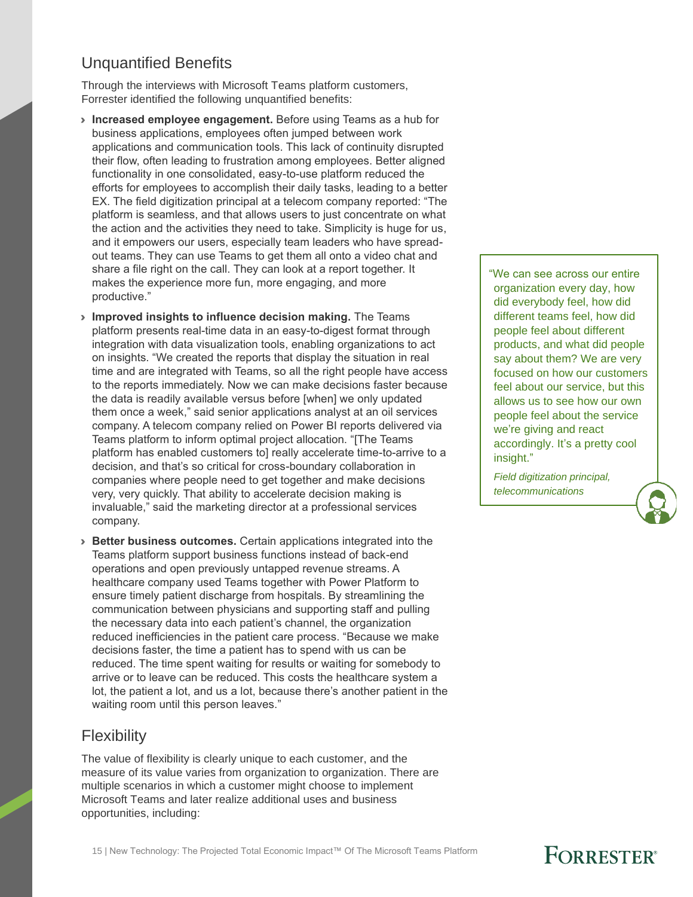## Unquantified Benefits

Through the interviews with Microsoft Teams platform customers, Forrester identified the following unquantified benefits:

- **Increased employee engagement.** Before using Teams as a hub for business applications, employees often jumped between work applications and communication tools. This lack of continuity disrupted their flow, often leading to frustration among employees. Better aligned functionality in one consolidated, easy-to-use platform reduced the efforts for employees to accomplish their daily tasks, leading to a better EX. The field digitization principal at a telecom company reported: "The platform is seamless, and that allows users to just concentrate on what the action and the activities they need to take. Simplicity is huge for us, and it empowers our users, especially team leaders who have spread-out teams. They can use Teams to get them all onto a video chat and share a file right on the call. They can look at a report together. It makes the experience more fun, more engaging, and more productive."

- **Improved insights to influence decision making.** The Teams platform presents real-time data in an easy-to-digest format through integration with data visualization tools, enabling organizations to act on insights. "We created the reports that display the situation in real time and are integrated with Teams, so all the right people have access to the reports immediately. Now we can make decisions faster because the data is readily available versus before [when] we only updated them once a week," said senior applications analyst at an oil services company. A telecom company relied on Power BI reports delivered via Teams platform to inform optimal project allocation. "[The Teams platform has enabled customers to] really accelerate time-to-arrive to a decision, and that's so critical for cross-boundary collaboration in companies where people need to get together and make decisions very, very quickly. That ability to accelerate decision making is invaluable," said the marketing director at a professional services company.

- **Better business outcomes.** Certain applications integrated into the Teams platform support business functions instead of back-end operations and open previously untapped revenue streams. A healthcare company used Teams together with Power Platform to ensure timely patient discharge from hospitals. By streamlining the communication between physicians and supporting staff and pulling the necessary data into each patient's channel, the organization reduced inefficiencies in the patient care process. "Because we make decisions faster, the time a patient has to spend with us can be reduced. The time spent waiting for results or waiting for somebody to arrive or to leave can be reduced. This costs the healthcare system a lot, the patient a lot, and us a lot, because there's another patient in the waiting room until this person leaves."

> "We can see across our entire organization every day, how did everybody feel, how did different teams feel, how did people feel about different products, and what did people say about them? We are very focused on how our customers feel about our service, but this allows us to see how our own people feel about the service we're giving and react accordingly. It's a pretty cool insight."
>
> *Field digitization principal, telecommunications*

## Flexibility

The value of flexibility is clearly unique to each customer, and the measure of its value varies from organization to organization. There are multiple scenarios in which a customer might choose to implement Microsoft Teams and later realize additional uses and business opportunities, including: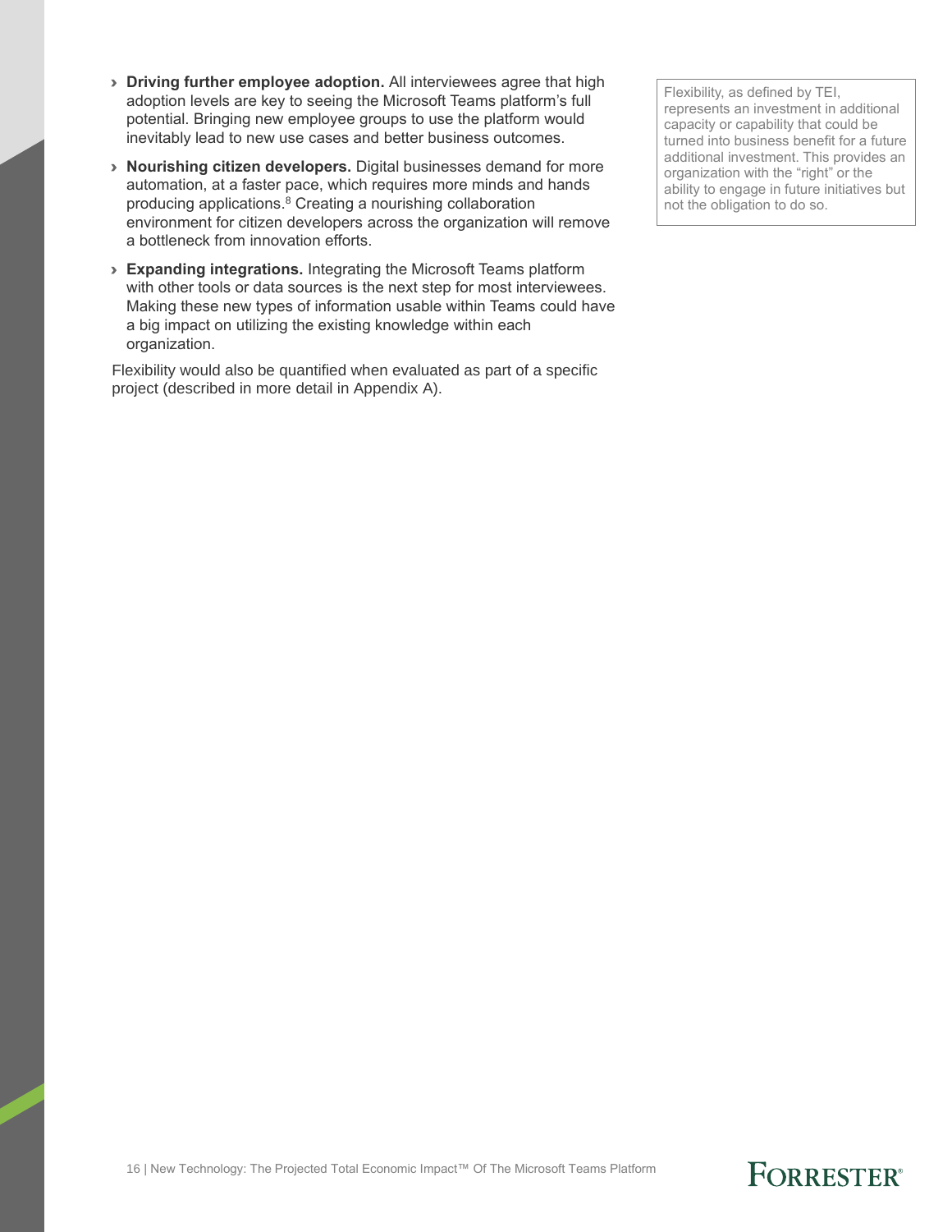- **Driving further employee adoption.** All interviewees agree that high adoption levels are key to seeing the Microsoft Teams platform's full potential. Bringing new employee groups to use the platform would inevitably lead to new use cases and better business outcomes.
- **Nourishing citizen developers.** Digital businesses demand for more automation, at a faster pace, which requires more minds and hands producing applications.[8] Creating a nourishing collaboration environment for citizen developers across the organization will remove a bottleneck from innovation efforts.
- **Expanding integrations.** Integrating the Microsoft Teams platform with other tools or data sources is the next step for most interviewees. Making these new types of information usable within Teams could have a big impact on utilizing the existing knowledge within each organization.

Flexibility would also be quantified when evaluated as part of a specific project (described in more detail in Appendix A).

> Flexibility, as defined by TEI, represents an investment in additional capacity or capability that could be turned into business benefit for a future additional investment. This provides an organization with the "right" or the ability to engage in future initiatives but not the obligation to do so.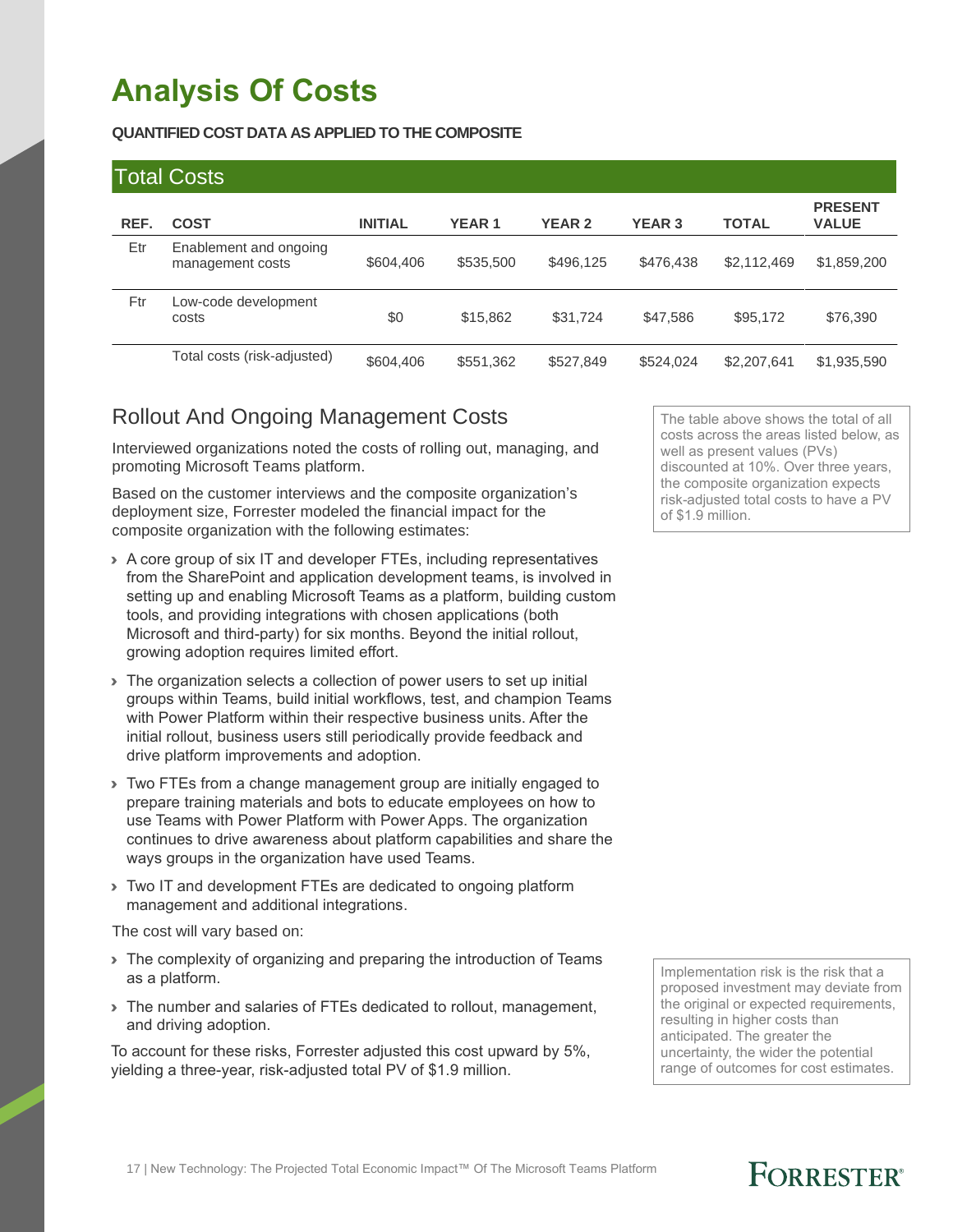# Analysis Of Costs

**QUANTIFIED COST DATA AS APPLIED TO THE COMPOSITE**

## Total Costs

| REF. | COST | INITIAL | YEAR 1 | YEAR 2 | YEAR 3 | TOTAL | PRESENT VALUE |
|---|---|---|---|---|---|---|---|
| Etr | Enablement and ongoing management costs | $604,406 | $535,500 | $496,125 | $476,438 | $2,112,469 | $1,859,200 |
| Ftr | Low-code development costs | $0 | $15,862 | $31,724 | $47,586 | $95,172 | $76,390 |
| | Total costs (risk-adjusted) | $604,406 | $551,362 | $527,849 | $524,024 | $2,207,641 | $1,935,590 |

The table above shows the total of all costs across the areas listed below, as well as present values (PVs) discounted at 10%. Over three years, the composite organization expects risk-adjusted total costs to have a PV of $1.9 million.

## Rollout And Ongoing Management Costs

Interviewed organizations noted the costs of rolling out, managing, and promoting Microsoft Teams platform.

Based on the customer interviews and the composite organization's deployment size, Forrester modeled the financial impact for the composite organization with the following estimates:

- A core group of six IT and developer FTEs, including representatives from the SharePoint and application development teams, is involved in setting up and enabling Microsoft Teams as a platform, building custom tools, and providing integrations with chosen applications (both Microsoft and third-party) for six months. Beyond the initial rollout, growing adoption requires limited effort.
- The organization selects a collection of power users to set up initial groups within Teams, build initial workflows, test, and champion Teams with Power Platform within their respective business units. After the initial rollout, business users still periodically provide feedback and drive platform improvements and adoption.
- Two FTEs from a change management group are initially engaged to prepare training materials and bots to educate employees on how to use Teams with Power Platform with Power Apps. The organization continues to drive awareness about platform capabilities and share the ways groups in the organization have used Teams.
- Two IT and development FTEs are dedicated to ongoing platform management and additional integrations.

The cost will vary based on:

- The complexity of organizing and preparing the introduction of Teams as a platform.
- The number and salaries of FTEs dedicated to rollout, management, and driving adoption.

To account for these risks, Forrester adjusted this cost upward by 5%, yielding a three-year, risk-adjusted total PV of $1.9 million.

Implementation risk is the risk that a proposed investment may deviate from the original or expected requirements, resulting in higher costs than anticipated. The greater the uncertainty, the wider the potential range of outcomes for cost estimates.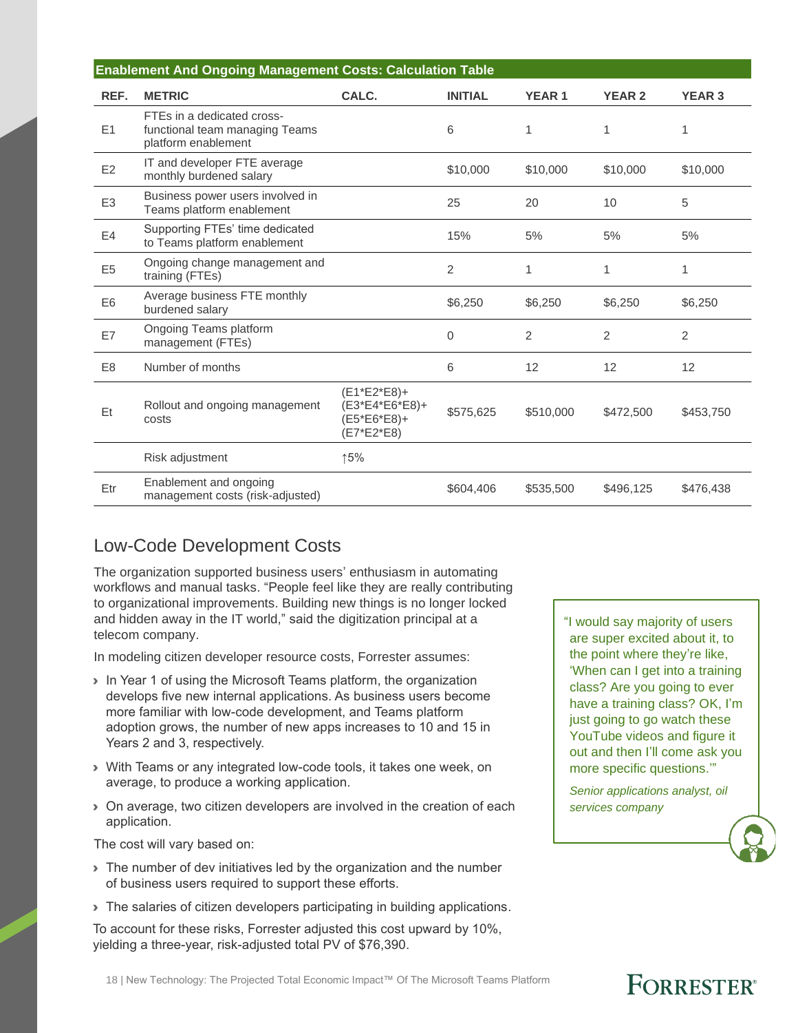| Enablement And Ongoing Management Costs: Calculation Table | | | | | | |
|---|---|---|---|---|---|---|
| REF. | METRIC | CALC. | INITIAL | YEAR 1 | YEAR 2 | YEAR 3 |
| E1 | FTEs in a dedicated cross-functional team managing Teams platform enablement | | 6 | 1 | 1 | 1 |
| E2 | IT and developer FTE average monthly burdened salary | | $10,000 | $10,000 | $10,000 | $10,000 |
| E3 | Business power users involved in Teams platform enablement | | 25 | 20 | 10 | 5 |
| E4 | Supporting FTEs' time dedicated to Teams platform enablement | | 15% | 5% | 5% | 5% |
| E5 | Ongoing change management and training (FTEs) | | 2 | 1 | 1 | 1 |
| E6 | Average business FTE monthly burdened salary | | $6,250 | $6,250 | $6,250 | $6,250 |
| E7 | Ongoing Teams platform management (FTEs) | | 0 | 2 | 2 | 2 |
| E8 | Number of months | | 6 | 12 | 12 | 12 |
| Et | Rollout and ongoing management costs | (E1*E2*E8)+ (E3*E4*E6*E8)+ (E5*E6*E8)+ (E7*E2*E8) | $575,625 | $510,000 | $472,500 | $453,750 |
| | Risk adjustment | ↑5% | | | | |
| Etr | Enablement and ongoing management costs (risk-adjusted) | | $604,406 | $535,500 | $496,125 | $476,438 |

## Low-Code Development Costs

The organization supported business users' enthusiasm in automating workflows and manual tasks. "People feel like they are really contributing to organizational improvements. Building new things is no longer locked and hidden away in the IT world," said the digitization principal at a telecom company.

In modeling citizen developer resource costs, Forrester assumes:

- In Year 1 of using the Microsoft Teams platform, the organization develops five new internal applications. As business users become more familiar with low-code development, and Teams platform adoption grows, the number of new apps increases to 10 and 15 in Years 2 and 3, respectively.
- With Teams or any integrated low-code tools, it takes one week, on average, to produce a working application.
- On average, two citizen developers are involved in the creation of each application.

The cost will vary based on:

- The number of dev initiatives led by the organization and the number of business users required to support these efforts.
- The salaries of citizen developers participating in building applications.

To account for these risks, Forrester adjusted this cost upward by 10%, yielding a three-year, risk-adjusted total PV of $76,390.

> "I would say majority of users are super excited about it, to the point where they're like, 'When can I get into a training class? Are you going to ever have a training class? OK, I'm just going to go watch these YouTube videos and figure it out and then I'll come ask you more specific questions.'"
>
> *Senior applications analyst, oil services company*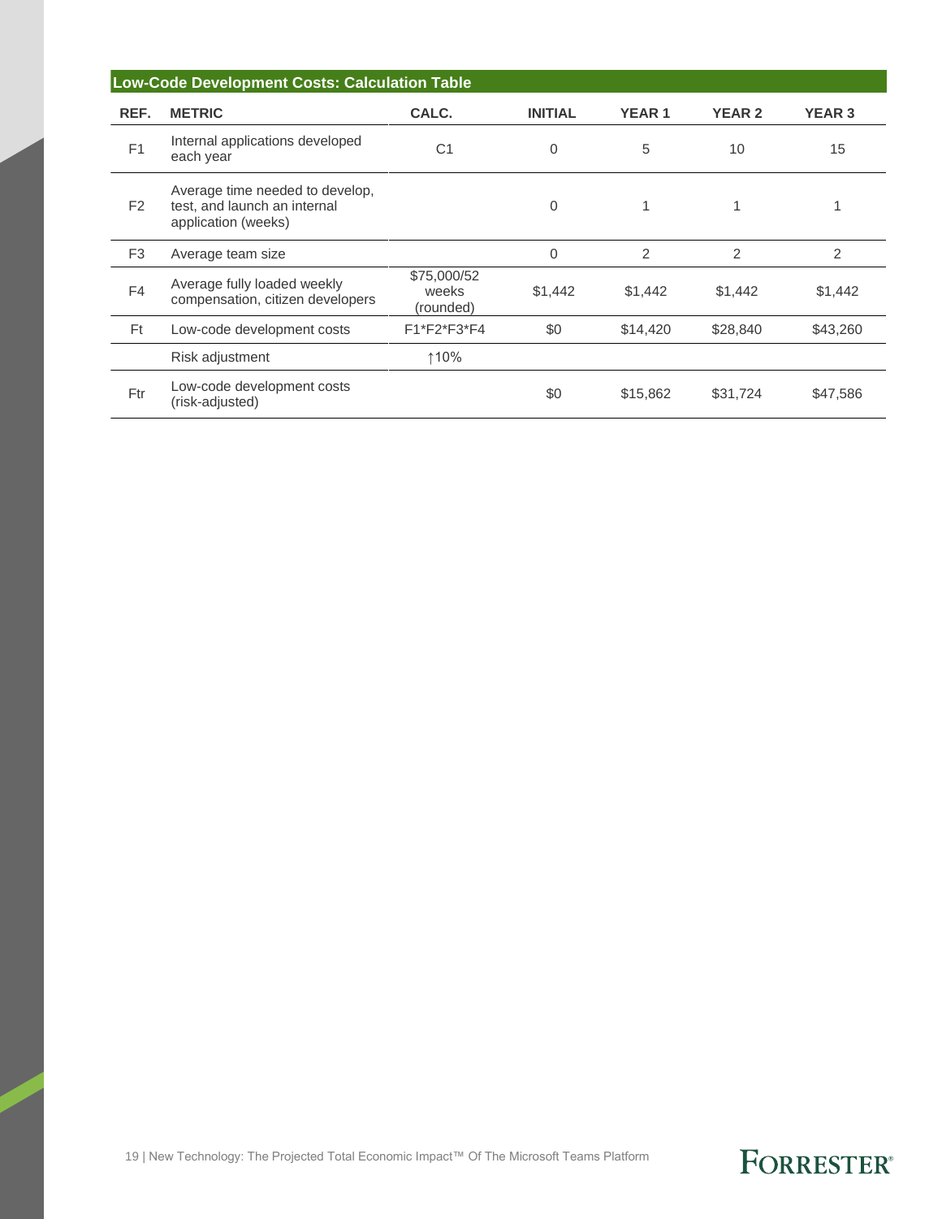**Low-Code Development Costs: Calculation Table**

| REF. | METRIC | CALC. | INITIAL | YEAR 1 | YEAR 2 | YEAR 3 |
|---|---|---|---|---|---|---|
| F1 | Internal applications developed each year | C1 | 0 | 5 | 10 | 15 |
| F2 | Average time needed to develop, test, and launch an internal application (weeks) | | 0 | 1 | 1 | 1 |
| F3 | Average team size | | 0 | 2 | 2 | 2 |
| F4 | Average fully loaded weekly compensation, citizen developers | $75,000/52 weeks (rounded) | $1,442 | $1,442 | $1,442 | $1,442 |
| Ft | Low-code development costs | F1*F2*F3*F4 | $0 | $14,420 | $28,840 | $43,260 |
| | Risk adjustment | ↑10% | | | | |
| Ftr | Low-code development costs (risk-adjusted) | | $0 | $15,862 | $31,724 | $47,586 |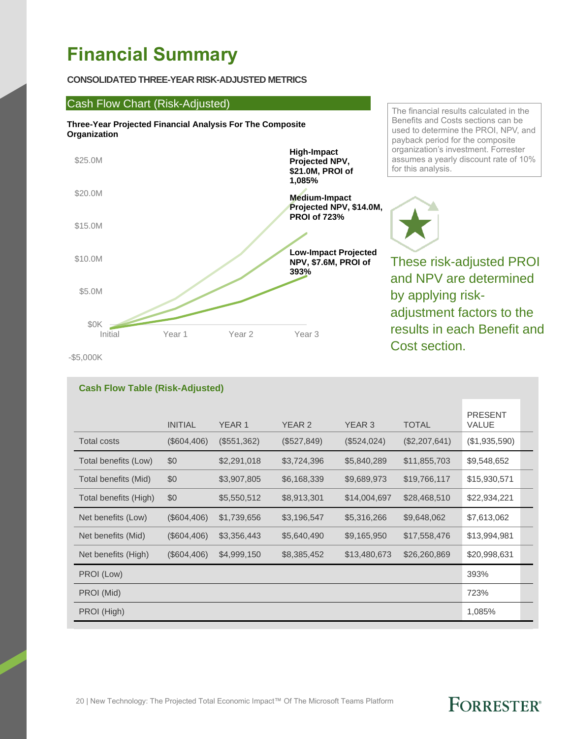# Financial Summary

**CONSOLIDATED THREE-YEAR RISK-ADJUSTED METRICS**

## Cash Flow Chart (Risk-Adjusted)

**Three-Year Projected Financial Analysis For The Composite Organization**

$25.0M
$20.0M
$15.0M
$10.0M
$5.0M
$0K
-$5,000K

Initial | Year 1 | Year 2 | Year 3

**High-Impact Projected NPV, $21.0M, PROI of 1,085%**

**Medium-Impact Projected NPV, $14.0M, PROI of 723%**

**Low-Impact Projected NPV, $7.6M, PROI of 393%**

The financial results calculated in the Benefits and Costs sections can be used to determine the PROI, NPV, and payback period for the composite organization's investment. Forrester assumes a yearly discount rate of 10% for this analysis.

These risk-adjusted PROI and NPV are determined by applying risk-adjustment factors to the results in each Benefit and Cost section.

**Cash Flow Table (Risk-Adjusted)**

| | INITIAL | YEAR 1 | YEAR 2 | YEAR 3 | TOTAL | PRESENT VALUE |
|---|---|---|---|---|---|---|
| Total costs | ($604,406) | ($551,362) | ($527,849) | ($524,024) | ($2,207,641) | ($1,935,590) |
| Total benefits (Low) | $0 | $2,291,018 | $3,724,396 | $5,840,289 | $11,855,703 | $9,548,652 |
| Total benefits (Mid) | $0 | $3,907,805 | $6,168,339 | $9,689,973 | $19,766,117 | $15,930,571 |
| Total benefits (High) | $0 | $5,550,512 | $8,913,301 | $14,004,697 | $28,468,510 | $22,934,221 |
| Net benefits (Low) | ($604,406) | $1,739,656 | $3,196,547 | $5,316,266 | $9,648,062 | $7,613,062 |
| Net benefits (Mid) | ($604,406) | $3,356,443 | $5,640,490 | $9,165,950 | $17,558,476 | $13,994,981 |
| Net benefits (High) | ($604,406) | $4,999,150 | $8,385,452 | $13,480,673 | $26,260,869 | $20,998,631 |
| PROI (Low) | | | | | | 393% |
| PROI (Mid) | | | | | | 723% |
| PROI (High) | | | | | | 1,085% |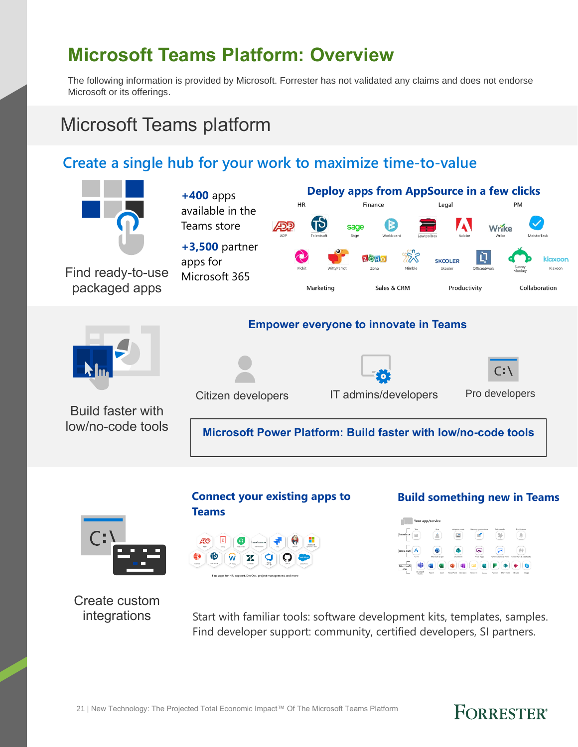# Microsoft Teams Platform: Overview

The following information is provided by Microsoft. Forrester has not validated any claims and does not endorse Microsoft or its offerings.

## Microsoft Teams platform

### Create a single hub for your work to maximize time-to-value

Find ready-to-use packaged apps

**+400** apps available in the Teams store

**+3,500** partner apps for Microsoft 365

**Deploy apps from AppSource in a few clicks**

HR — ADP, Talentsoft, Sage
Finance — Workboard, Lawtoolbox
Legal — Adobe, Wrike
PM — MeisterTask

Marketing — Pickit, WittyParrot
Sales & CRM — Zoho, Nimble
Productivity — Skooler, Officeatwork
Collaboration — Survey Monkey, Klaxoon

Build faster with low/no-code tools

**Empower everyone to innovate in Teams**

Citizen developers

IT admins/developers

Pro developers

**Microsoft Power Platform: Build faster with low/no-code tools**

Create custom integrations

**Connect your existing apps to Teams**

**Build something new in Teams**

Start with familiar tools: software development kits, templates, samples.
Find developer support: community, certified developers, SI partners.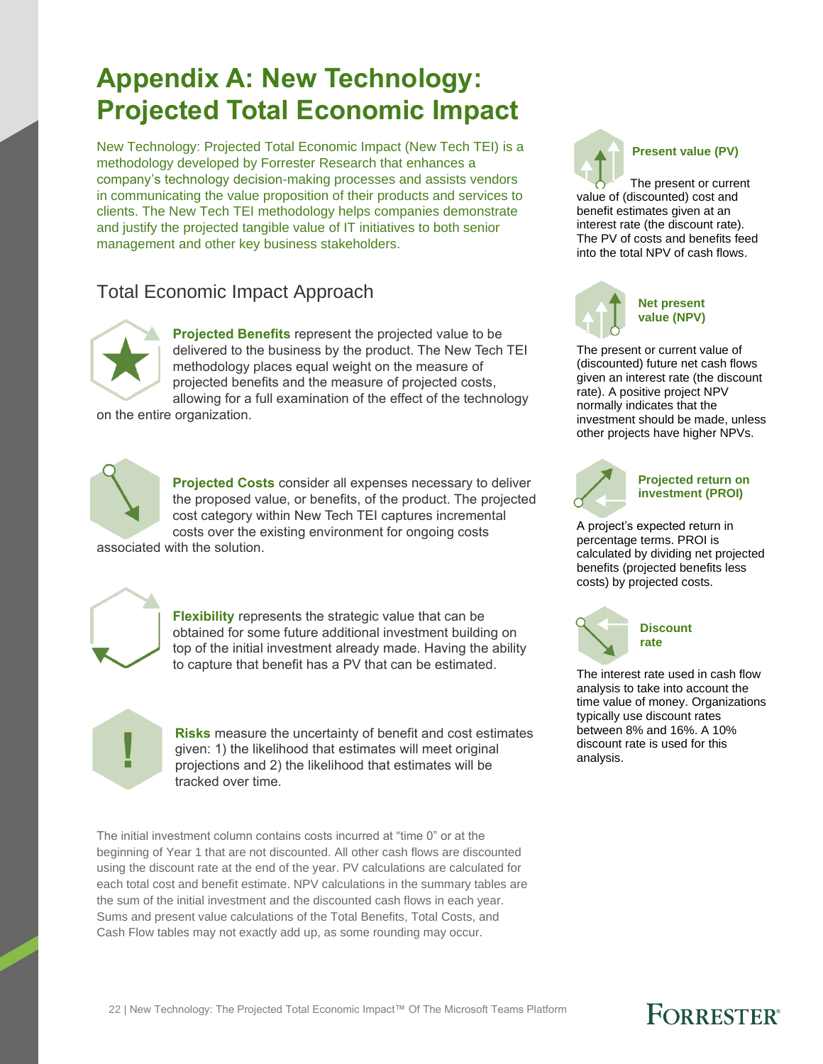# Appendix A: New Technology: Projected Total Economic Impact

New Technology: Projected Total Economic Impact (New Tech TEI) is a methodology developed by Forrester Research that enhances a company's technology decision-making processes and assists vendors in communicating the value proposition of their products and services to clients. The New Tech TEI methodology helps companies demonstrate and justify the projected tangible value of IT initiatives to both senior management and other key business stakeholders.

## Total Economic Impact Approach

**Projected Benefits** represent the projected value to be delivered to the business by the product. The New Tech TEI methodology places equal weight on the measure of projected benefits and the measure of projected costs, allowing for a full examination of the effect of the technology on the entire organization.

**Projected Costs** consider all expenses necessary to deliver the proposed value, or benefits, of the product. The projected cost category within New Tech TEI captures incremental costs over the existing environment for ongoing costs associated with the solution.

**Flexibility** represents the strategic value that can be obtained for some future additional investment building on top of the initial investment already made. Having the ability to capture that benefit has a PV that can be estimated.

**Risks** measure the uncertainty of benefit and cost estimates given: 1) the likelihood that estimates will meet original projections and 2) the likelihood that estimates will be tracked over time.

The initial investment column contains costs incurred at "time 0" or at the beginning of Year 1 that are not discounted. All other cash flows are discounted using the discount rate at the end of the year. PV calculations are calculated for each total cost and benefit estimate. NPV calculations in the summary tables are the sum of the initial investment and the discounted cash flows in each year. Sums and present value calculations of the Total Benefits, Total Costs, and Cash Flow tables may not exactly add up, as some rounding may occur.

**Present value (PV)**

The present or current value of (discounted) cost and benefit estimates given at an interest rate (the discount rate). The PV of costs and benefits feed into the total NPV of cash flows.

**Net present value (NPV)**

The present or current value of (discounted) future net cash flows given an interest rate (the discount rate). A positive project NPV normally indicates that the investment should be made, unless other projects have higher NPVs.

**Projected return on investment (PROI)**

A project's expected return in percentage terms. PROI is calculated by dividing net projected benefits (projected benefits less costs) by projected costs.

**Discount rate**

The interest rate used in cash flow analysis to take into account the time value of money. Organizations typically use discount rates between 8% and 16%. A 10% discount rate is used for this analysis.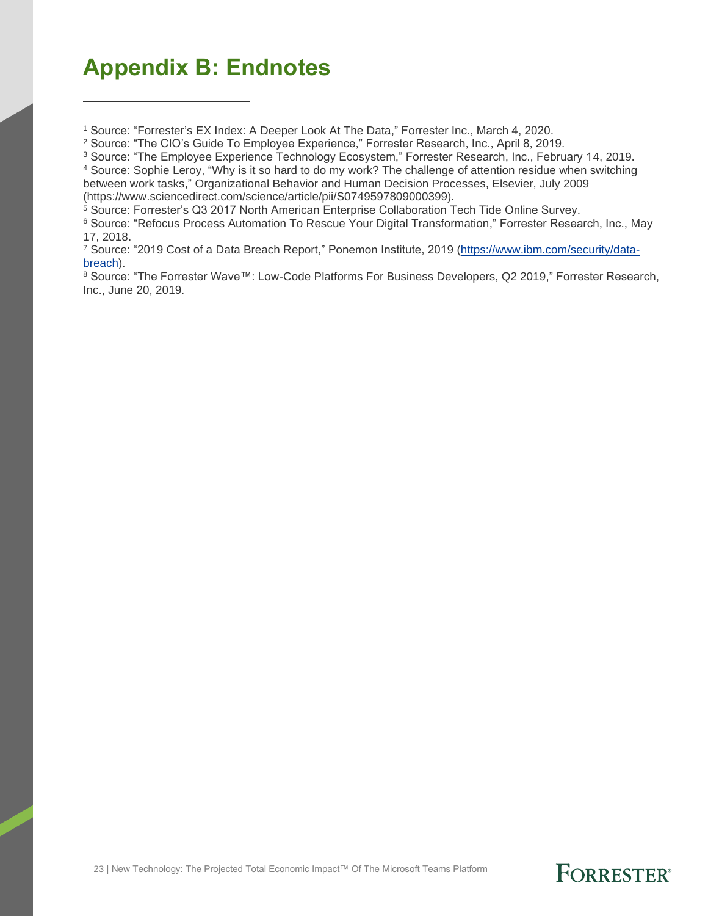# Appendix B: Endnotes

[1] Source: "Forrester's EX Index: A Deeper Look At The Data," Forrester Inc., March 4, 2020.
[2] Source: "The CIO's Guide To Employee Experience," Forrester Research, Inc., April 8, 2019.
[3] Source: "The Employee Experience Technology Ecosystem," Forrester Research, Inc., February 14, 2019.
[4] Source: Sophie Leroy, "Why is it so hard to do my work? The challenge of attention residue when switching between work tasks," Organizational Behavior and Human Decision Processes, Elsevier, July 2009 (https://www.sciencedirect.com/science/article/pii/S0749597809000399).
[5] Source: Forrester's Q3 2017 North American Enterprise Collaboration Tech Tide Online Survey.
[6] Source: "Refocus Process Automation To Rescue Your Digital Transformation," Forrester Research, Inc., May 17, 2018.
[7] Source: "2019 Cost of a Data Breach Report," Ponemon Institute, 2019 (https://www.ibm.com/security/data-breach).
[8] Source: "The Forrester Wave™: Low-Code Platforms For Business Developers, Q2 2019," Forrester Research, Inc., June 20, 2019.